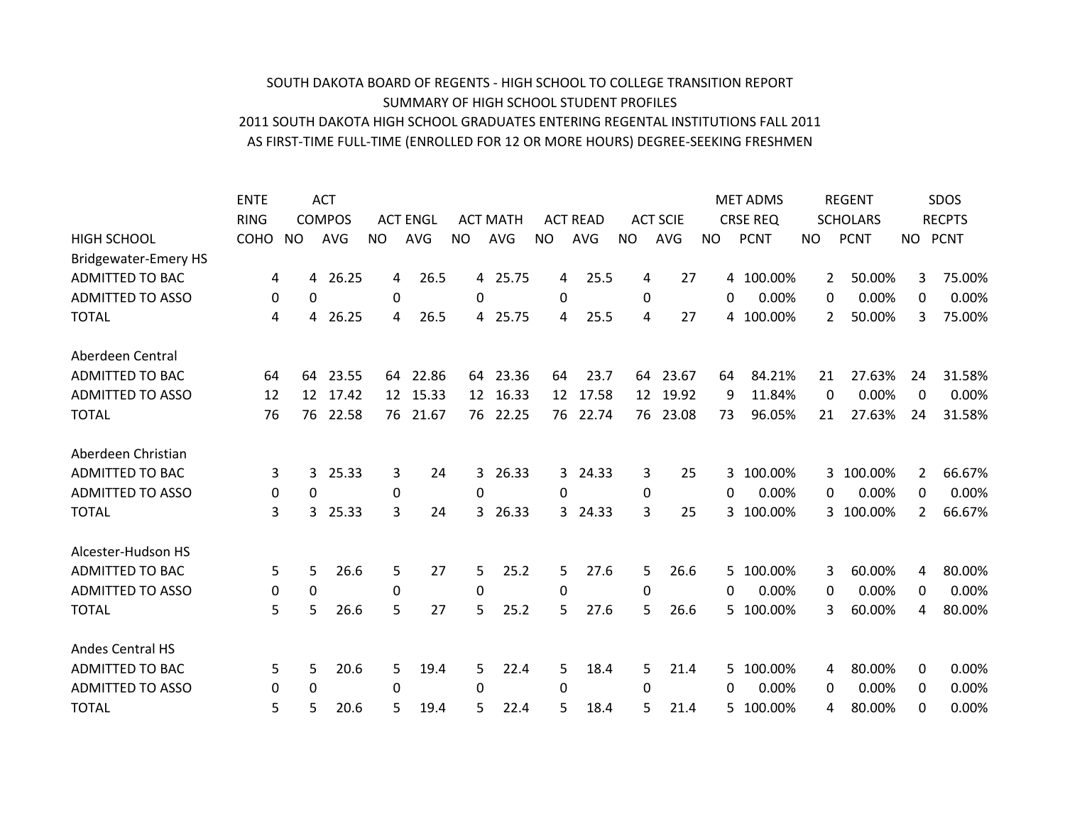SOUTH DAKOTA BOARD OF REGENTS - HIGH SCHOOL TO COLLEGE TRANSITION REPORT
SUMMARY OF HIGH SCHOOL STUDENT PROFILES
2011 SOUTH DAKOTA HIGH SCHOOL GRADUATES ENTERING REGENTAL INSTITUTIONS FALL 2011
AS FIRST-TIME FULL-TIME (ENROLLED FOR 12 OR MORE HOURS) DEGREE-SEEKING FRESHMEN

| HIGH SCHOOL | ENTERING COHO | ACT COMPOS NO | ACT COMPOS AVG | ACT ENGL NO | ACT ENGL AVG | ACT MATH NO | ACT MATH AVG | ACT READ NO | ACT READ AVG | ACT SCIE NO | ACT SCIE AVG | MET ADMS CRSE REQ NO | MET ADMS CRSE REQ PCNT | REGENT SCHOLARS NO | REGENT SCHOLARS PCNT | SDOS RECPTS NO | SDOS RECPTS PCNT |
|---|---|---|---|---|---|---|---|---|---|---|---|---|---|---|---|---|---|
| Bridgewater-Emery HS | | | | | | | | | | | | | | | | | |
| ADMITTED TO BAC | 4 | 4 | 26.25 | 4 | 26.5 | 4 | 25.75 | 4 | 25.5 | 4 | 27 | 4 | 100.00% | 2 | 50.00% | 3 | 75.00% |
| ADMITTED TO ASSO | 0 | 0 | | 0 | | 0 | | 0 | | 0 | | 0 | 0.00% | 0 | 0.00% | 0 | 0.00% |
| TOTAL | 4 | 4 | 26.25 | 4 | 26.5 | 4 | 25.75 | 4 | 25.5 | 4 | 27 | 4 | 100.00% | 2 | 50.00% | 3 | 75.00% |
| Aberdeen Central | | | | | | | | | | | | | | | | | |
| ADMITTED TO BAC | 64 | 64 | 23.55 | 64 | 22.86 | 64 | 23.36 | 64 | 23.7 | 64 | 23.67 | 64 | 84.21% | 21 | 27.63% | 24 | 31.58% |
| ADMITTED TO ASSO | 12 | 12 | 17.42 | 12 | 15.33 | 12 | 16.33 | 12 | 17.58 | 12 | 19.92 | 9 | 11.84% | 0 | 0.00% | 0 | 0.00% |
| TOTAL | 76 | 76 | 22.58 | 76 | 21.67 | 76 | 22.25 | 76 | 22.74 | 76 | 23.08 | 73 | 96.05% | 21 | 27.63% | 24 | 31.58% |
| Aberdeen Christian | | | | | | | | | | | | | | | | | |
| ADMITTED TO BAC | 3 | 3 | 25.33 | 3 | 24 | 3 | 26.33 | 3 | 24.33 | 3 | 25 | 3 | 100.00% | 3 | 100.00% | 2 | 66.67% |
| ADMITTED TO ASSO | 0 | 0 | | 0 | | 0 | | 0 | | 0 | | 0 | 0.00% | 0 | 0.00% | 0 | 0.00% |
| TOTAL | 3 | 3 | 25.33 | 3 | 24 | 3 | 26.33 | 3 | 24.33 | 3 | 25 | 3 | 100.00% | 3 | 100.00% | 2 | 66.67% |
| Alcester-Hudson HS | | | | | | | | | | | | | | | | | |
| ADMITTED TO BAC | 5 | 5 | 26.6 | 5 | 27 | 5 | 25.2 | 5 | 27.6 | 5 | 26.6 | 5 | 100.00% | 3 | 60.00% | 4 | 80.00% |
| ADMITTED TO ASSO | 0 | 0 | | 0 | | 0 | | 0 | | 0 | | 0 | 0.00% | 0 | 0.00% | 0 | 0.00% |
| TOTAL | 5 | 5 | 26.6 | 5 | 27 | 5 | 25.2 | 5 | 27.6 | 5 | 26.6 | 5 | 100.00% | 3 | 60.00% | 4 | 80.00% |
| Andes Central HS | | | | | | | | | | | | | | | | | |
| ADMITTED TO BAC | 5 | 5 | 20.6 | 5 | 19.4 | 5 | 22.4 | 5 | 18.4 | 5 | 21.4 | 5 | 100.00% | 4 | 80.00% | 0 | 0.00% |
| ADMITTED TO ASSO | 0 | 0 | | 0 | | 0 | | 0 | | 0 | | 0 | 0.00% | 0 | 0.00% | 0 | 0.00% |
| TOTAL | 5 | 5 | 20.6 | 5 | 19.4 | 5 | 22.4 | 5 | 18.4 | 5 | 21.4 | 5 | 100.00% | 4 | 80.00% | 0 | 0.00% |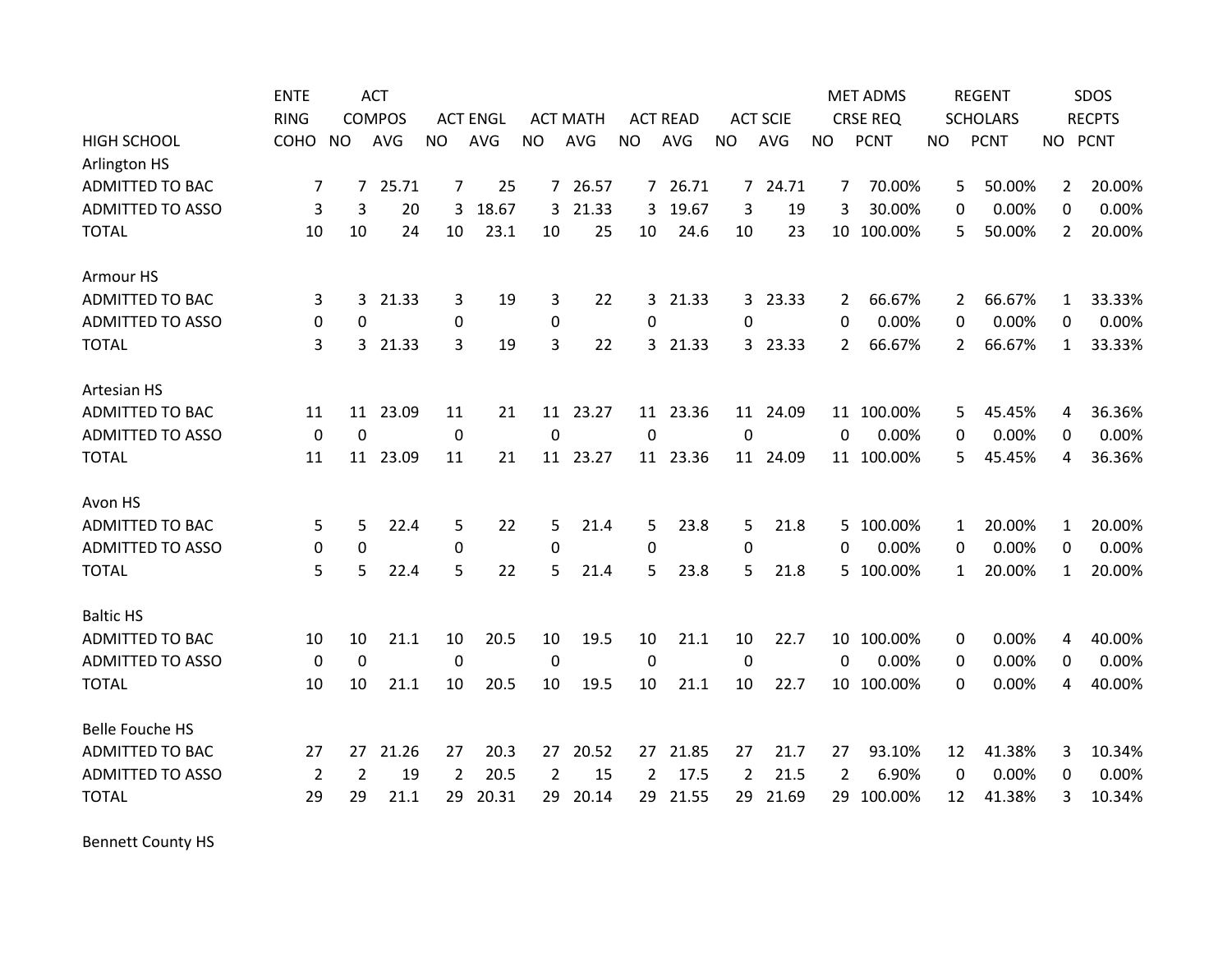| HIGH SCHOOL | ENTERING COHO | ACT COMPOS NO | ACT COMPOS AVG | ACT ENGL NO | ACT ENGL AVG | ACT MATH NO | ACT MATH AVG | ACT READ NO | ACT READ AVG | ACT SCIE NO | ACT SCIE AVG | MET ADMS CRSE REQ NO | MET ADMS CRSE REQ PCNT | REGENT SCHOLARS NO | REGENT SCHOLARS PCNT | SDOS RECPTS NO | SDOS RECPTS PCNT |
|---|---|---|---|---|---|---|---|---|---|---|---|---|---|---|---|---|---|
| Arlington HS | | | | | | | | | | | | | | | | | |
| ADMITTED TO BAC | 7 | 7 | 25.71 | 7 | 25 | 7 | 26.57 | 7 | 26.71 | 7 | 24.71 | 7 | 70.00% | 5 | 50.00% | 2 | 20.00% |
| ADMITTED TO ASSO | 3 | 3 | 20 | 3 | 18.67 | 3 | 21.33 | 3 | 19.67 | 3 | 19 | 3 | 30.00% | 0 | 0.00% | 0 | 0.00% |
| TOTAL | 10 | 10 | 24 | 10 | 23.1 | 10 | 25 | 10 | 24.6 | 10 | 23 | 10 | 100.00% | 5 | 50.00% | 2 | 20.00% |
| Armour HS | | | | | | | | | | | | | | | | | |
| ADMITTED TO BAC | 3 | 3 | 21.33 | 3 | 19 | 3 | 22 | 3 | 21.33 | 3 | 23.33 | 2 | 66.67% | 2 | 66.67% | 1 | 33.33% |
| ADMITTED TO ASSO | 0 | 0 | | 0 | | 0 | | 0 | | 0 | | 0 | 0.00% | 0 | 0.00% | 0 | 0.00% |
| TOTAL | 3 | 3 | 21.33 | 3 | 19 | 3 | 22 | 3 | 21.33 | 3 | 23.33 | 2 | 66.67% | 2 | 66.67% | 1 | 33.33% |
| Artesian HS | | | | | | | | | | | | | | | | | |
| ADMITTED TO BAC | 11 | 11 | 23.09 | 11 | 21 | 11 | 23.27 | 11 | 23.36 | 11 | 24.09 | 11 | 100.00% | 5 | 45.45% | 4 | 36.36% |
| ADMITTED TO ASSO | 0 | 0 | | 0 | | 0 | | 0 | | 0 | | 0 | 0.00% | 0 | 0.00% | 0 | 0.00% |
| TOTAL | 11 | 11 | 23.09 | 11 | 21 | 11 | 23.27 | 11 | 23.36 | 11 | 24.09 | 11 | 100.00% | 5 | 45.45% | 4 | 36.36% |
| Avon HS | | | | | | | | | | | | | | | | | |
| ADMITTED TO BAC | 5 | 5 | 22.4 | 5 | 22 | 5 | 21.4 | 5 | 23.8 | 5 | 21.8 | 5 | 100.00% | 1 | 20.00% | 1 | 20.00% |
| ADMITTED TO ASSO | 0 | 0 | | 0 | | 0 | | 0 | | 0 | | 0 | 0.00% | 0 | 0.00% | 0 | 0.00% |
| TOTAL | 5 | 5 | 22.4 | 5 | 22 | 5 | 21.4 | 5 | 23.8 | 5 | 21.8 | 5 | 100.00% | 1 | 20.00% | 1 | 20.00% |
| Baltic HS | | | | | | | | | | | | | | | | | |
| ADMITTED TO BAC | 10 | 10 | 21.1 | 10 | 20.5 | 10 | 19.5 | 10 | 21.1 | 10 | 22.7 | 10 | 100.00% | 0 | 0.00% | 4 | 40.00% |
| ADMITTED TO ASSO | 0 | 0 | | 0 | | 0 | | 0 | | 0 | | 0 | 0.00% | 0 | 0.00% | 0 | 0.00% |
| TOTAL | 10 | 10 | 21.1 | 10 | 20.5 | 10 | 19.5 | 10 | 21.1 | 10 | 22.7 | 10 | 100.00% | 0 | 0.00% | 4 | 40.00% |
| Belle Fouche HS | | | | | | | | | | | | | | | | | |
| ADMITTED TO BAC | 27 | 27 | 21.26 | 27 | 20.3 | 27 | 20.52 | 27 | 21.85 | 27 | 21.7 | 27 | 93.10% | 12 | 41.38% | 3 | 10.34% |
| ADMITTED TO ASSO | 2 | 2 | 19 | 2 | 20.5 | 2 | 15 | 2 | 17.5 | 2 | 21.5 | 2 | 6.90% | 0 | 0.00% | 0 | 0.00% |
| TOTAL | 29 | 29 | 21.1 | 29 | 20.31 | 29 | 20.14 | 29 | 21.55 | 29 | 21.69 | 29 | 100.00% | 12 | 41.38% | 3 | 10.34% |
| Bennett County HS | | | | | | | | | | | | | | | | | |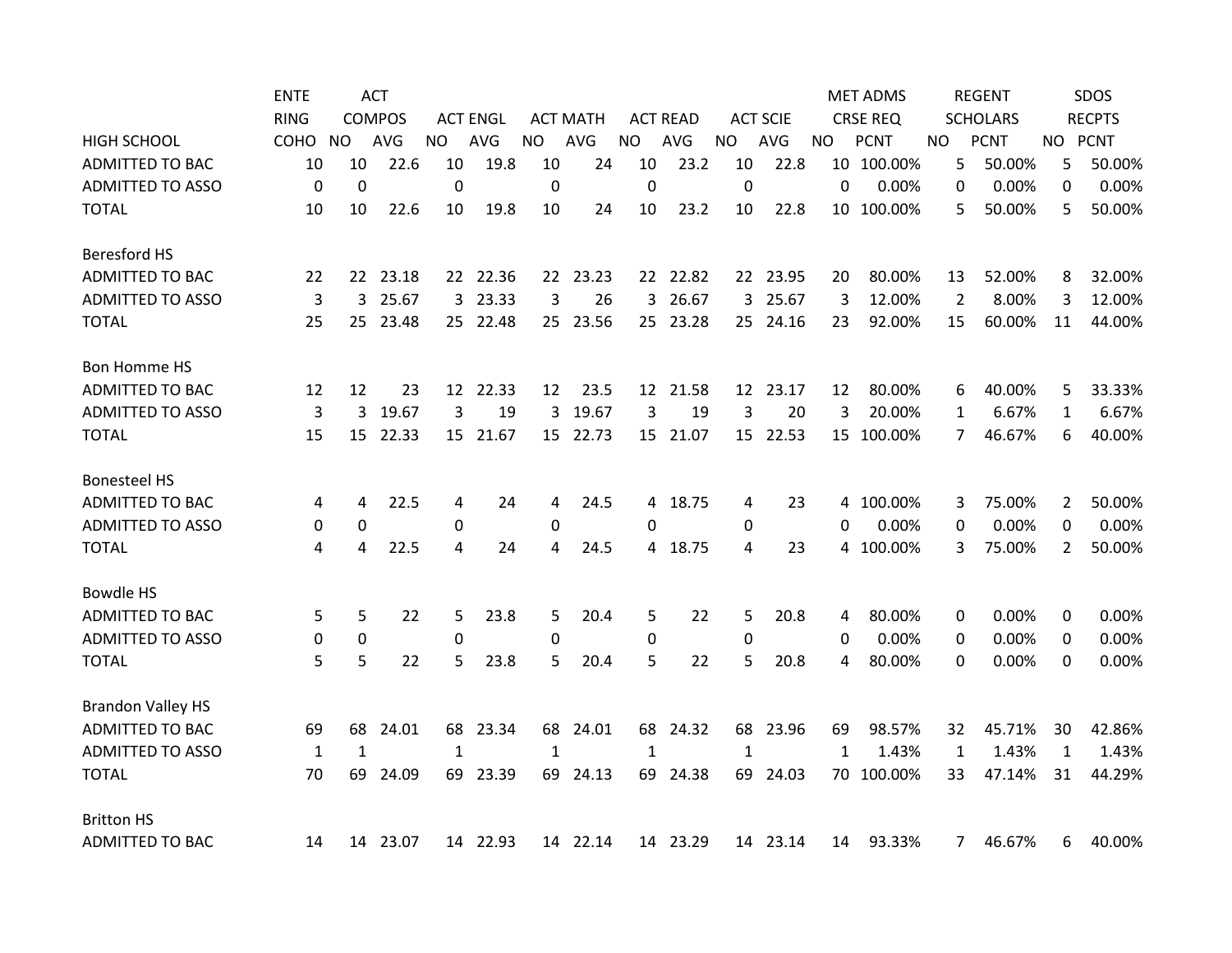| HIGH SCHOOL | ENTERING COHO | ACT COMPOS NO | ACT COMPOS AVG | ACT ENGL NO | ACT ENGL AVG | ACT MATH NO | ACT MATH AVG | ACT READ NO | ACT READ AVG | ACT SCIE NO | ACT SCIE AVG | MET ADMS CRSE REQ NO | MET ADMS CRSE REQ PCNT | REGENT SCHOLARS NO | REGENT SCHOLARS PCNT | SDOS RECPTS NO | SDOS RECPTS PCNT |
|---|---|---|---|---|---|---|---|---|---|---|---|---|---|---|---|---|---|
| ADMITTED TO BAC | 10 | 10 | 22.6 | 10 | 19.8 | 10 | 24 | 10 | 23.2 | 10 | 22.8 | 10 | 100.00% | 5 | 50.00% | 5 | 50.00% |
| ADMITTED TO ASSO | 0 | 0 | | 0 | | 0 | | 0 | | 0 | | 0 | 0.00% | 0 | 0.00% | 0 | 0.00% |
| TOTAL | 10 | 10 | 22.6 | 10 | 19.8 | 10 | 24 | 10 | 23.2 | 10 | 22.8 | 10 | 100.00% | 5 | 50.00% | 5 | 50.00% |
| Beresford HS | | | | | | | | | | | | | | | | | |
| ADMITTED TO BAC | 22 | 22 | 23.18 | 22 | 22.36 | 22 | 23.23 | 22 | 22.82 | 22 | 23.95 | 20 | 80.00% | 13 | 52.00% | 8 | 32.00% |
| ADMITTED TO ASSO | 3 | 3 | 25.67 | 3 | 23.33 | 3 | 26 | 3 | 26.67 | 3 | 25.67 | 3 | 12.00% | 2 | 8.00% | 3 | 12.00% |
| TOTAL | 25 | 25 | 23.48 | 25 | 22.48 | 25 | 23.56 | 25 | 23.28 | 25 | 24.16 | 23 | 92.00% | 15 | 60.00% | 11 | 44.00% |
| Bon Homme HS | | | | | | | | | | | | | | | | | |
| ADMITTED TO BAC | 12 | 12 | 23 | 12 | 22.33 | 12 | 23.5 | 12 | 21.58 | 12 | 23.17 | 12 | 80.00% | 6 | 40.00% | 5 | 33.33% |
| ADMITTED TO ASSO | 3 | 3 | 19.67 | 3 | 19 | 3 | 19.67 | 3 | 19 | 3 | 20 | 3 | 20.00% | 1 | 6.67% | 1 | 6.67% |
| TOTAL | 15 | 15 | 22.33 | 15 | 21.67 | 15 | 22.73 | 15 | 21.07 | 15 | 22.53 | 15 | 100.00% | 7 | 46.67% | 6 | 40.00% |
| Bonesteel HS | | | | | | | | | | | | | | | | | |
| ADMITTED TO BAC | 4 | 4 | 22.5 | 4 | 24 | 4 | 24.5 | 4 | 18.75 | 4 | 23 | 4 | 100.00% | 3 | 75.00% | 2 | 50.00% |
| ADMITTED TO ASSO | 0 | 0 | | 0 | | 0 | | 0 | | 0 | | 0 | 0.00% | 0 | 0.00% | 0 | 0.00% |
| TOTAL | 4 | 4 | 22.5 | 4 | 24 | 4 | 24.5 | 4 | 18.75 | 4 | 23 | 4 | 100.00% | 3 | 75.00% | 2 | 50.00% |
| Bowdle HS | | | | | | | | | | | | | | | | | |
| ADMITTED TO BAC | 5 | 5 | 22 | 5 | 23.8 | 5 | 20.4 | 5 | 22 | 5 | 20.8 | 4 | 80.00% | 0 | 0.00% | 0 | 0.00% |
| ADMITTED TO ASSO | 0 | 0 | | 0 | | 0 | | 0 | | 0 | | 0 | 0.00% | 0 | 0.00% | 0 | 0.00% |
| TOTAL | 5 | 5 | 22 | 5 | 23.8 | 5 | 20.4 | 5 | 22 | 5 | 20.8 | 4 | 80.00% | 0 | 0.00% | 0 | 0.00% |
| Brandon Valley HS | | | | | | | | | | | | | | | | | |
| ADMITTED TO BAC | 69 | 68 | 24.01 | 68 | 23.34 | 68 | 24.01 | 68 | 24.32 | 68 | 23.96 | 69 | 98.57% | 32 | 45.71% | 30 | 42.86% |
| ADMITTED TO ASSO | 1 | 1 | | 1 | | 1 | | 1 | | 1 | | 1 | 1.43% | 1 | 1.43% | 1 | 1.43% |
| TOTAL | 70 | 69 | 24.09 | 69 | 23.39 | 69 | 24.13 | 69 | 24.38 | 69 | 24.03 | 70 | 100.00% | 33 | 47.14% | 31 | 44.29% |
| Britton HS | | | | | | | | | | | | | | | | | |
| ADMITTED TO BAC | 14 | 14 | 23.07 | 14 | 22.93 | 14 | 22.14 | 14 | 23.29 | 14 | 23.14 | 14 | 93.33% | 7 | 46.67% | 6 | 40.00% |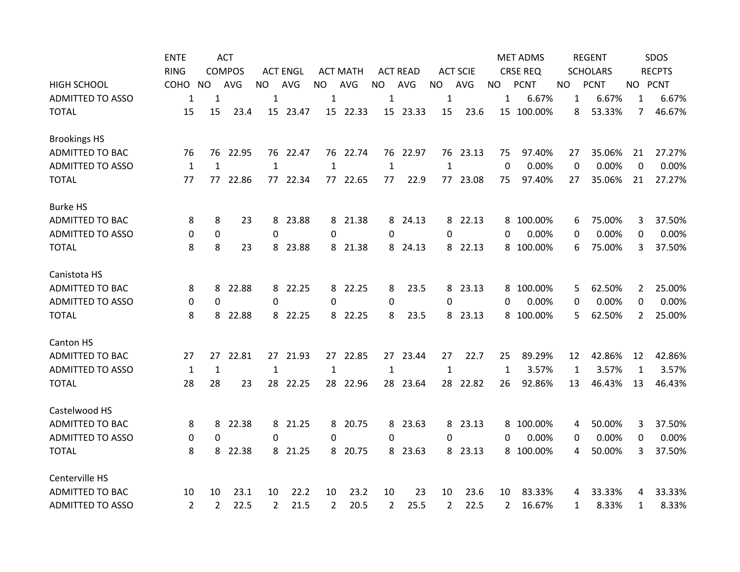| HIGH SCHOOL | ENTERING COHO | ACT COMPOS NO | ACT COMPOS AVG | ACT ENGL NO | ACT ENGL AVG | ACT MATH NO | ACT MATH AVG | ACT READ NO | ACT READ AVG | ACT SCIE NO | ACT SCIE AVG | MET ADMS CRSE REQ NO | MET ADMS CRSE REQ PCNT | REGENT SCHOLARS NO | REGENT SCHOLARS PCNT | SDOS RECPTS NO | SDOS RECPTS PCNT |
|---|---|---|---|---|---|---|---|---|---|---|---|---|---|---|---|---|---|
| ADMITTED TO ASSO | 1 | 1 | | 1 | | 1 | | 1 | | 1 | | 1 | 6.67% | 1 | 6.67% | 1 | 6.67% |
| TOTAL | 15 | 15 | 23.4 | 15 | 23.47 | 15 | 22.33 | 15 | 23.33 | 15 | 23.6 | 15 | 100.00% | 8 | 53.33% | 7 | 46.67% |
| | | | | | | | | | | | | | | | | | |
| Brookings HS | | | | | | | | | | | | | | | | | |
| ADMITTED TO BAC | 76 | 76 | 22.95 | 76 | 22.47 | 76 | 22.74 | 76 | 22.97 | 76 | 23.13 | 75 | 97.40% | 27 | 35.06% | 21 | 27.27% |
| ADMITTED TO ASSO | 1 | 1 | | 1 | | 1 | | 1 | | 1 | | 0 | 0.00% | 0 | 0.00% | 0 | 0.00% |
| TOTAL | 77 | 77 | 22.86 | 77 | 22.34 | 77 | 22.65 | 77 | 22.9 | 77 | 23.08 | 75 | 97.40% | 27 | 35.06% | 21 | 27.27% |
| | | | | | | | | | | | | | | | | | |
| Burke HS | | | | | | | | | | | | | | | | | |
| ADMITTED TO BAC | 8 | 8 | 23 | 8 | 23.88 | 8 | 21.38 | 8 | 24.13 | 8 | 22.13 | 8 | 100.00% | 6 | 75.00% | 3 | 37.50% |
| ADMITTED TO ASSO | 0 | 0 | | 0 | | 0 | | 0 | | 0 | | 0 | 0.00% | 0 | 0.00% | 0 | 0.00% |
| TOTAL | 8 | 8 | 23 | 8 | 23.88 | 8 | 21.38 | 8 | 24.13 | 8 | 22.13 | 8 | 100.00% | 6 | 75.00% | 3 | 37.50% |
| | | | | | | | | | | | | | | | | | |
| Canistota HS | | | | | | | | | | | | | | | | | |
| ADMITTED TO BAC | 8 | 8 | 22.88 | 8 | 22.25 | 8 | 22.25 | 8 | 23.5 | 8 | 23.13 | 8 | 100.00% | 5 | 62.50% | 2 | 25.00% |
| ADMITTED TO ASSO | 0 | 0 | | 0 | | 0 | | 0 | | 0 | | 0 | 0.00% | 0 | 0.00% | 0 | 0.00% |
| TOTAL | 8 | 8 | 22.88 | 8 | 22.25 | 8 | 22.25 | 8 | 23.5 | 8 | 23.13 | 8 | 100.00% | 5 | 62.50% | 2 | 25.00% |
| | | | | | | | | | | | | | | | | | |
| Canton HS | | | | | | | | | | | | | | | | | |
| ADMITTED TO BAC | 27 | 27 | 22.81 | 27 | 21.93 | 27 | 22.85 | 27 | 23.44 | 27 | 22.7 | 25 | 89.29% | 12 | 42.86% | 12 | 42.86% |
| ADMITTED TO ASSO | 1 | 1 | | 1 | | 1 | | 1 | | 1 | | 1 | 3.57% | 1 | 3.57% | 1 | 3.57% |
| TOTAL | 28 | 28 | 23 | 28 | 22.25 | 28 | 22.96 | 28 | 23.64 | 28 | 22.82 | 26 | 92.86% | 13 | 46.43% | 13 | 46.43% |
| | | | | | | | | | | | | | | | | | |
| Castelwood HS | | | | | | | | | | | | | | | | | |
| ADMITTED TO BAC | 8 | 8 | 22.38 | 8 | 21.25 | 8 | 20.75 | 8 | 23.63 | 8 | 23.13 | 8 | 100.00% | 4 | 50.00% | 3 | 37.50% |
| ADMITTED TO ASSO | 0 | 0 | | 0 | | 0 | | 0 | | 0 | | 0 | 0.00% | 0 | 0.00% | 0 | 0.00% |
| TOTAL | 8 | 8 | 22.38 | 8 | 21.25 | 8 | 20.75 | 8 | 23.63 | 8 | 23.13 | 8 | 100.00% | 4 | 50.00% | 3 | 37.50% |
| | | | | | | | | | | | | | | | | | |
| Centerville HS | | | | | | | | | | | | | | | | | |
| ADMITTED TO BAC | 10 | 10 | 23.1 | 10 | 22.2 | 10 | 23.2 | 10 | 23 | 10 | 23.6 | 10 | 83.33% | 4 | 33.33% | 4 | 33.33% |
| ADMITTED TO ASSO | 2 | 2 | 22.5 | 2 | 21.5 | 2 | 20.5 | 2 | 25.5 | 2 | 22.5 | 2 | 16.67% | 1 | 8.33% | 1 | 8.33% |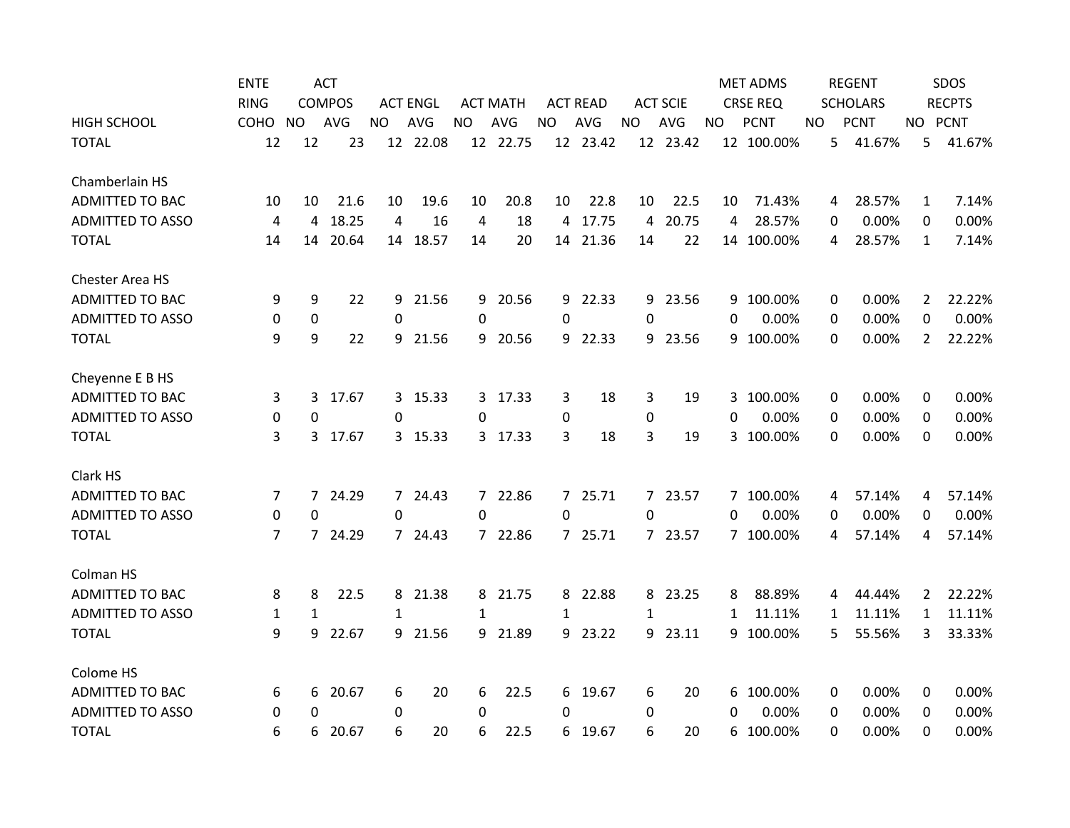| HIGH SCHOOL | ENTERING COHO | ACT COMPOS NO | ACT COMPOS AVG | ACT ENGL NO | ACT ENGL AVG | ACT MATH NO | ACT MATH AVG | ACT READ NO | ACT READ AVG | ACT SCIE NO | ACT SCIE AVG | MET ADMS CRSE REQ NO | MET ADMS CRSE REQ PCNT | REGENT SCHOLARS NO | REGENT SCHOLARS PCNT | SDOS RECPTS NO | SDOS RECPTS PCNT |
|---|---|---|---|---|---|---|---|---|---|---|---|---|---|---|---|---|---|
| TOTAL | 12 | 12 | 23 | 12 | 22.08 | 12 | 22.75 | 12 | 23.42 | 12 | 23.42 | 12 | 100.00% | 5 | 41.67% | 5 | 41.67% |
| Chamberlain HS | | | | | | | | | | | | | | | | | |
| ADMITTED TO BAC | 10 | 10 | 21.6 | 10 | 19.6 | 10 | 20.8 | 10 | 22.8 | 10 | 22.5 | 10 | 71.43% | 4 | 28.57% | 1 | 7.14% |
| ADMITTED TO ASSO | 4 | 4 | 18.25 | 4 | 16 | 4 | 18 | 4 | 17.75 | 4 | 20.75 | 4 | 28.57% | 0 | 0.00% | 0 | 0.00% |
| TOTAL | 14 | 14 | 20.64 | 14 | 18.57 | 14 | 20 | 14 | 21.36 | 14 | 22 | 14 | 100.00% | 4 | 28.57% | 1 | 7.14% |
| Chester Area HS | | | | | | | | | | | | | | | | | |
| ADMITTED TO BAC | 9 | 9 | 22 | 9 | 21.56 | 9 | 20.56 | 9 | 22.33 | 9 | 23.56 | 9 | 100.00% | 0 | 0.00% | 2 | 22.22% |
| ADMITTED TO ASSO | 0 | 0 | | 0 | | 0 | | 0 | | 0 | | 0 | 0.00% | 0 | 0.00% | 0 | 0.00% |
| TOTAL | 9 | 9 | 22 | 9 | 21.56 | 9 | 20.56 | 9 | 22.33 | 9 | 23.56 | 9 | 100.00% | 0 | 0.00% | 2 | 22.22% |
| Cheyenne E B HS | | | | | | | | | | | | | | | | | |
| ADMITTED TO BAC | 3 | 3 | 17.67 | 3 | 15.33 | 3 | 17.33 | 3 | 18 | 3 | 19 | 3 | 100.00% | 0 | 0.00% | 0 | 0.00% |
| ADMITTED TO ASSO | 0 | 0 | | 0 | | 0 | | 0 | | 0 | | 0 | 0.00% | 0 | 0.00% | 0 | 0.00% |
| TOTAL | 3 | 3 | 17.67 | 3 | 15.33 | 3 | 17.33 | 3 | 18 | 3 | 19 | 3 | 100.00% | 0 | 0.00% | 0 | 0.00% |
| Clark HS | | | | | | | | | | | | | | | | | |
| ADMITTED TO BAC | 7 | 7 | 24.29 | 7 | 24.43 | 7 | 22.86 | 7 | 25.71 | 7 | 23.57 | 7 | 100.00% | 4 | 57.14% | 4 | 57.14% |
| ADMITTED TO ASSO | 0 | 0 | | 0 | | 0 | | 0 | | 0 | | 0 | 0.00% | 0 | 0.00% | 0 | 0.00% |
| TOTAL | 7 | 7 | 24.29 | 7 | 24.43 | 7 | 22.86 | 7 | 25.71 | 7 | 23.57 | 7 | 100.00% | 4 | 57.14% | 4 | 57.14% |
| Colman HS | | | | | | | | | | | | | | | | | |
| ADMITTED TO BAC | 8 | 8 | 22.5 | 8 | 21.38 | 8 | 21.75 | 8 | 22.88 | 8 | 23.25 | 8 | 88.89% | 4 | 44.44% | 2 | 22.22% |
| ADMITTED TO ASSO | 1 | 1 | | 1 | | 1 | | 1 | | 1 | | 1 | 11.11% | 1 | 11.11% | 1 | 11.11% |
| TOTAL | 9 | 9 | 22.67 | 9 | 21.56 | 9 | 21.89 | 9 | 23.22 | 9 | 23.11 | 9 | 100.00% | 5 | 55.56% | 3 | 33.33% |
| Colome HS | | | | | | | | | | | | | | | | | |
| ADMITTED TO BAC | 6 | 6 | 20.67 | 6 | 20 | 6 | 22.5 | 6 | 19.67 | 6 | 20 | 6 | 100.00% | 0 | 0.00% | 0 | 0.00% |
| ADMITTED TO ASSO | 0 | 0 | | 0 | | 0 | | 0 | | 0 | | 0 | 0.00% | 0 | 0.00% | 0 | 0.00% |
| TOTAL | 6 | 6 | 20.67 | 6 | 20 | 6 | 22.5 | 6 | 19.67 | 6 | 20 | 6 | 100.00% | 0 | 0.00% | 0 | 0.00% |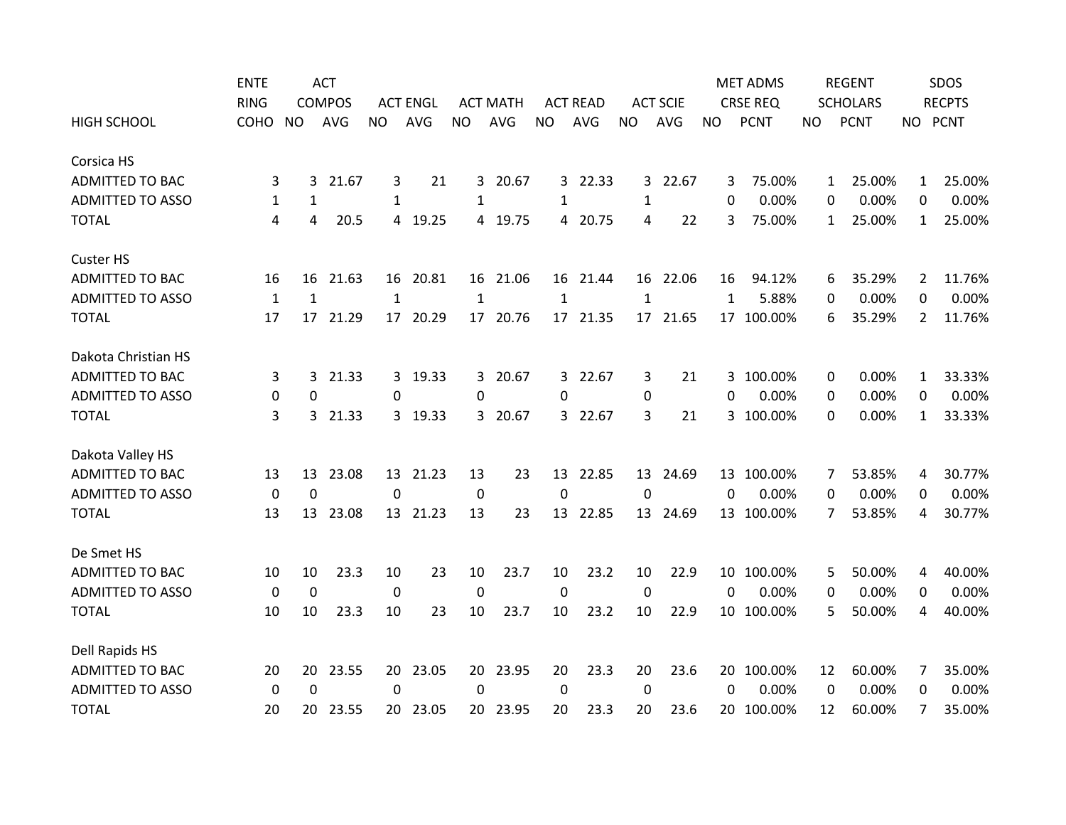| HIGH SCHOOL | ENTERING COHO | ACT COMPOS NO | ACT COMPOS AVG | ACT ENGL NO | ACT ENGL AVG | ACT MATH NO | ACT MATH AVG | ACT READ NO | ACT READ AVG | ACT SCIE NO | ACT SCIE AVG | MET ADMS CRSE REQ NO | MET ADMS CRSE REQ PCNT | REGENT SCHOLARS NO | REGENT SCHOLARS PCNT | SDOS RECPTS NO | SDOS RECPTS PCNT |
|---|---|---|---|---|---|---|---|---|---|---|---|---|---|---|---|---|---|
| **Corsica HS** | | | | | | | | | | | | | | | | | |
| ADMITTED TO BAC | 3 | 3 | 21.67 | 3 | 21 | 3 | 20.67 | 3 | 22.33 | 3 | 22.67 | 3 | 75.00% | 1 | 25.00% | 1 | 25.00% |
| ADMITTED TO ASSO | 1 | 1 | | 1 | | 1 | | 1 | | 1 | | 0 | 0.00% | 0 | 0.00% | 0 | 0.00% |
| TOTAL | 4 | 4 | 20.5 | 4 | 19.25 | 4 | 19.75 | 4 | 20.75 | 4 | 22 | 3 | 75.00% | 1 | 25.00% | 1 | 25.00% |
| **Custer HS** | | | | | | | | | | | | | | | | | |
| ADMITTED TO BAC | 16 | 16 | 21.63 | 16 | 20.81 | 16 | 21.06 | 16 | 21.44 | 16 | 22.06 | 16 | 94.12% | 6 | 35.29% | 2 | 11.76% |
| ADMITTED TO ASSO | 1 | 1 | | 1 | | 1 | | 1 | | 1 | | 1 | 5.88% | 0 | 0.00% | 0 | 0.00% |
| TOTAL | 17 | 17 | 21.29 | 17 | 20.29 | 17 | 20.76 | 17 | 21.35 | 17 | 21.65 | 17 | 100.00% | 6 | 35.29% | 2 | 11.76% |
| **Dakota Christian HS** | | | | | | | | | | | | | | | | | |
| ADMITTED TO BAC | 3 | 3 | 21.33 | 3 | 19.33 | 3 | 20.67 | 3 | 22.67 | 3 | 21 | 3 | 100.00% | 0 | 0.00% | 1 | 33.33% |
| ADMITTED TO ASSO | 0 | 0 | | 0 | | 0 | | 0 | | 0 | | 0 | 0.00% | 0 | 0.00% | 0 | 0.00% |
| TOTAL | 3 | 3 | 21.33 | 3 | 19.33 | 3 | 20.67 | 3 | 22.67 | 3 | 21 | 3 | 100.00% | 0 | 0.00% | 1 | 33.33% |
| **Dakota Valley HS** | | | | | | | | | | | | | | | | | |
| ADMITTED TO BAC | 13 | 13 | 23.08 | 13 | 21.23 | 13 | 23 | 13 | 22.85 | 13 | 24.69 | 13 | 100.00% | 7 | 53.85% | 4 | 30.77% |
| ADMITTED TO ASSO | 0 | 0 | | 0 | | 0 | | 0 | | 0 | | 0 | 0.00% | 0 | 0.00% | 0 | 0.00% |
| TOTAL | 13 | 13 | 23.08 | 13 | 21.23 | 13 | 23 | 13 | 22.85 | 13 | 24.69 | 13 | 100.00% | 7 | 53.85% | 4 | 30.77% |
| **De Smet HS** | | | | | | | | | | | | | | | | | |
| ADMITTED TO BAC | 10 | 10 | 23.3 | 10 | 23 | 10 | 23.7 | 10 | 23.2 | 10 | 22.9 | 10 | 100.00% | 5 | 50.00% | 4 | 40.00% |
| ADMITTED TO ASSO | 0 | 0 | | 0 | | 0 | | 0 | | 0 | | 0 | 0.00% | 0 | 0.00% | 0 | 0.00% |
| TOTAL | 10 | 10 | 23.3 | 10 | 23 | 10 | 23.7 | 10 | 23.2 | 10 | 22.9 | 10 | 100.00% | 5 | 50.00% | 4 | 40.00% |
| **Dell Rapids HS** | | | | | | | | | | | | | | | | | |
| ADMITTED TO BAC | 20 | 20 | 23.55 | 20 | 23.05 | 20 | 23.95 | 20 | 23.3 | 20 | 23.6 | 20 | 100.00% | 12 | 60.00% | 7 | 35.00% |
| ADMITTED TO ASSO | 0 | 0 | | 0 | | 0 | | 0 | | 0 | | 0 | 0.00% | 0 | 0.00% | 0 | 0.00% |
| TOTAL | 20 | 20 | 23.55 | 20 | 23.05 | 20 | 23.95 | 20 | 23.3 | 20 | 23.6 | 20 | 100.00% | 12 | 60.00% | 7 | 35.00% |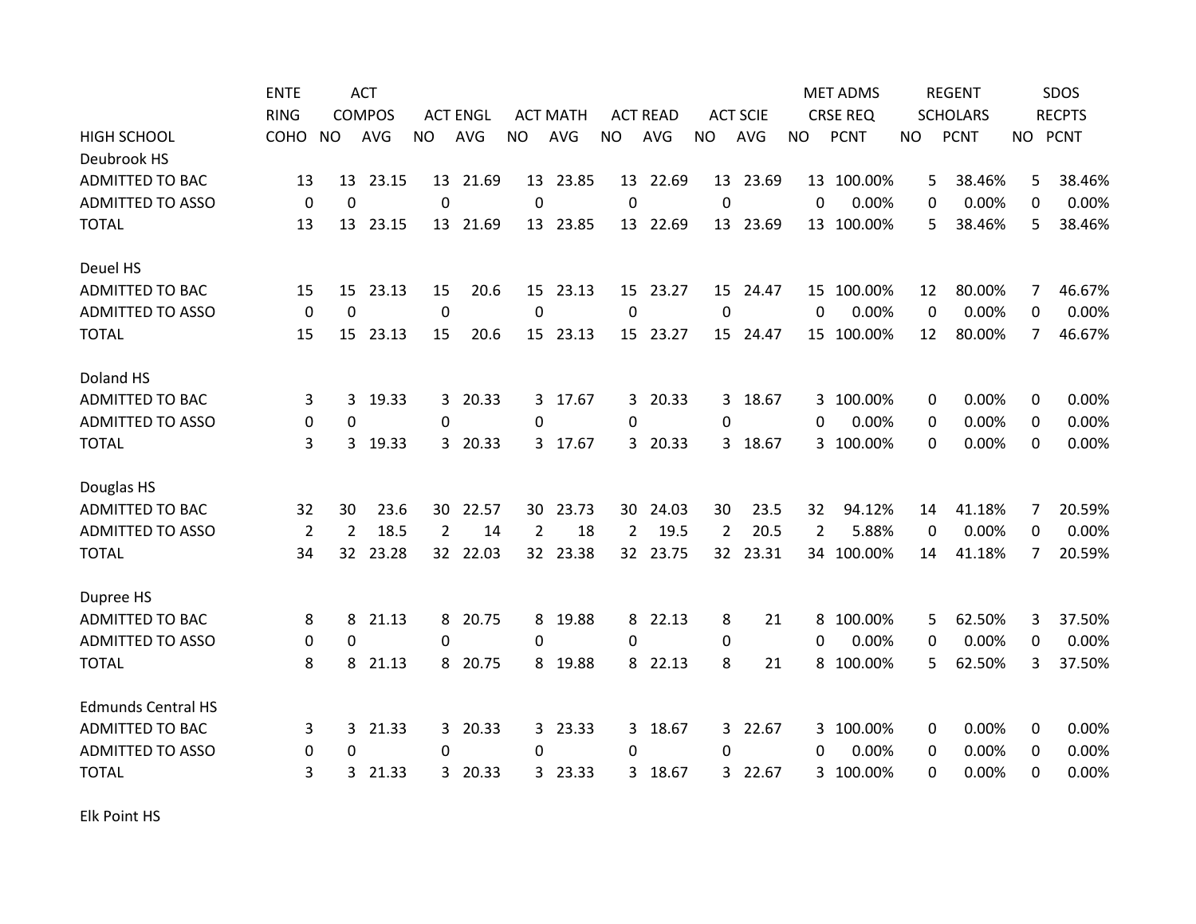| HIGH SCHOOL | ENTERING COHO | ACT COMPOS NO | ACT COMPOS AVG | ACT ENGL NO | ACT ENGL AVG | ACT MATH NO | ACT MATH AVG | ACT READ NO | ACT READ AVG | ACT SCIE NO | ACT SCIE AVG | MET ADMS CRSE REQ NO | MET ADMS CRSE REQ PCNT | REGENT SCHOLARS NO | REGENT SCHOLARS PCNT | SDOS RECPTS NO | SDOS RECPTS PCNT |
|---|---|---|---|---|---|---|---|---|---|---|---|---|---|---|---|---|---|
| Deubrook HS | | | | | | | | | | | | | | | | | |
| ADMITTED TO BAC | 13 | 13 | 23.15 | 13 | 21.69 | 13 | 23.85 | 13 | 22.69 | 13 | 23.69 | 13 | 100.00% | 5 | 38.46% | 5 | 38.46% |
| ADMITTED TO ASSO | 0 | 0 | | 0 | | 0 | | 0 | | 0 | | 0 | 0.00% | 0 | 0.00% | 0 | 0.00% |
| TOTAL | 13 | 13 | 23.15 | 13 | 21.69 | 13 | 23.85 | 13 | 22.69 | 13 | 23.69 | 13 | 100.00% | 5 | 38.46% | 5 | 38.46% |
| Deuel HS | | | | | | | | | | | | | | | | | |
| ADMITTED TO BAC | 15 | 15 | 23.13 | 15 | 20.6 | 15 | 23.13 | 15 | 23.27 | 15 | 24.47 | 15 | 100.00% | 12 | 80.00% | 7 | 46.67% |
| ADMITTED TO ASSO | 0 | 0 | | 0 | | 0 | | 0 | | 0 | | 0 | 0.00% | 0 | 0.00% | 0 | 0.00% |
| TOTAL | 15 | 15 | 23.13 | 15 | 20.6 | 15 | 23.13 | 15 | 23.27 | 15 | 24.47 | 15 | 100.00% | 12 | 80.00% | 7 | 46.67% |
| Doland HS | | | | | | | | | | | | | | | | | |
| ADMITTED TO BAC | 3 | 3 | 19.33 | 3 | 20.33 | 3 | 17.67 | 3 | 20.33 | 3 | 18.67 | 3 | 100.00% | 0 | 0.00% | 0 | 0.00% |
| ADMITTED TO ASSO | 0 | 0 | | 0 | | 0 | | 0 | | 0 | | 0 | 0.00% | 0 | 0.00% | 0 | 0.00% |
| TOTAL | 3 | 3 | 19.33 | 3 | 20.33 | 3 | 17.67 | 3 | 20.33 | 3 | 18.67 | 3 | 100.00% | 0 | 0.00% | 0 | 0.00% |
| Douglas HS | | | | | | | | | | | | | | | | | |
| ADMITTED TO BAC | 32 | 30 | 23.6 | 30 | 22.57 | 30 | 23.73 | 30 | 24.03 | 30 | 23.5 | 32 | 94.12% | 14 | 41.18% | 7 | 20.59% |
| ADMITTED TO ASSO | 2 | 2 | 18.5 | 2 | 14 | 2 | 18 | 2 | 19.5 | 2 | 20.5 | 2 | 5.88% | 0 | 0.00% | 0 | 0.00% |
| TOTAL | 34 | 32 | 23.28 | 32 | 22.03 | 32 | 23.38 | 32 | 23.75 | 32 | 23.31 | 34 | 100.00% | 14 | 41.18% | 7 | 20.59% |
| Dupree HS | | | | | | | | | | | | | | | | | |
| ADMITTED TO BAC | 8 | 8 | 21.13 | 8 | 20.75 | 8 | 19.88 | 8 | 22.13 | 8 | 21 | 8 | 100.00% | 5 | 62.50% | 3 | 37.50% |
| ADMITTED TO ASSO | 0 | 0 | | 0 | | 0 | | 0 | | 0 | | 0 | 0.00% | 0 | 0.00% | 0 | 0.00% |
| TOTAL | 8 | 8 | 21.13 | 8 | 20.75 | 8 | 19.88 | 8 | 22.13 | 8 | 21 | 8 | 100.00% | 5 | 62.50% | 3 | 37.50% |
| Edmunds Central HS | | | | | | | | | | | | | | | | | |
| ADMITTED TO BAC | 3 | 3 | 21.33 | 3 | 20.33 | 3 | 23.33 | 3 | 18.67 | 3 | 22.67 | 3 | 100.00% | 0 | 0.00% | 0 | 0.00% |
| ADMITTED TO ASSO | 0 | 0 | | 0 | | 0 | | 0 | | 0 | | 0 | 0.00% | 0 | 0.00% | 0 | 0.00% |
| TOTAL | 3 | 3 | 21.33 | 3 | 20.33 | 3 | 23.33 | 3 | 18.67 | 3 | 22.67 | 3 | 100.00% | 0 | 0.00% | 0 | 0.00% |
| Elk Point HS | | | | | | | | | | | | | | | | | |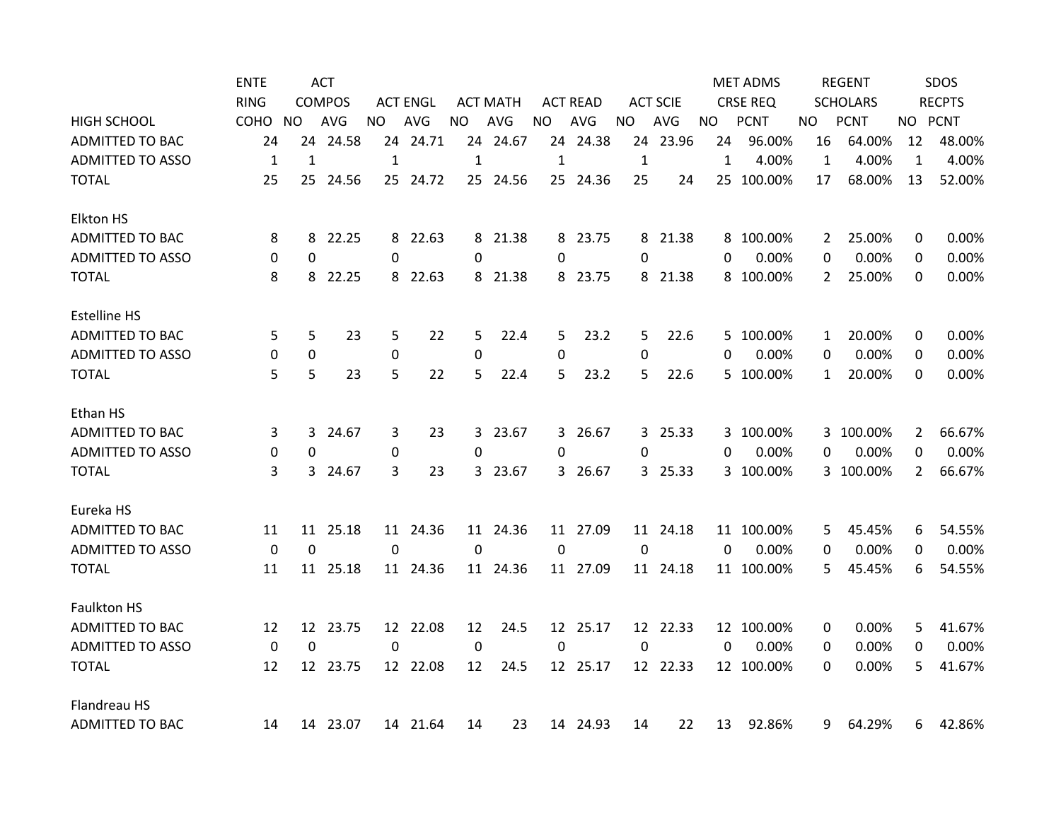| HIGH SCHOOL | ENTERING COHO | ACT COMPOS NO | ACT COMPOS AVG | ACT ENGL NO | ACT ENGL AVG | ACT MATH NO | ACT MATH AVG | ACT READ NO | ACT READ AVG | ACT SCIE NO | ACT SCIE AVG | MET ADMS CRSE REQ NO | MET ADMS CRSE REQ PCNT | REGENT SCHOLARS NO | REGENT SCHOLARS PCNT | SDOS RECPTS NO | SDOS RECPTS PCNT |
|---|---|---|---|---|---|---|---|---|---|---|---|---|---|---|---|---|---|
| ADMITTED TO BAC | 24 | 24 | 24.58 | 24 | 24.71 | 24 | 24.67 | 24 | 24.38 | 24 | 23.96 | 24 | 96.00% | 16 | 64.00% | 12 | 48.00% |
| ADMITTED TO ASSO | 1 | 1 | | 1 | | 1 | | 1 | | 1 | | 1 | 4.00% | 1 | 4.00% | 1 | 4.00% |
| TOTAL | 25 | 25 | 24.56 | 25 | 24.72 | 25 | 24.56 | 25 | 24.36 | 25 | 24 | 25 | 100.00% | 17 | 68.00% | 13 | 52.00% |
| | | | | | | | | | | | | | | | | | |
| Elkton HS | | | | | | | | | | | | | | | | | |
| ADMITTED TO BAC | 8 | 8 | 22.25 | 8 | 22.63 | 8 | 21.38 | 8 | 23.75 | 8 | 21.38 | 8 | 100.00% | 2 | 25.00% | 0 | 0.00% |
| ADMITTED TO ASSO | 0 | 0 | | 0 | | 0 | | 0 | | 0 | | 0 | 0.00% | 0 | 0.00% | 0 | 0.00% |
| TOTAL | 8 | 8 | 22.25 | 8 | 22.63 | 8 | 21.38 | 8 | 23.75 | 8 | 21.38 | 8 | 100.00% | 2 | 25.00% | 0 | 0.00% |
| | | | | | | | | | | | | | | | | | |
| Estelline HS | | | | | | | | | | | | | | | | | |
| ADMITTED TO BAC | 5 | 5 | 23 | 5 | 22 | 5 | 22.4 | 5 | 23.2 | 5 | 22.6 | 5 | 100.00% | 1 | 20.00% | 0 | 0.00% |
| ADMITTED TO ASSO | 0 | 0 | | 0 | | 0 | | 0 | | 0 | | 0 | 0.00% | 0 | 0.00% | 0 | 0.00% |
| TOTAL | 5 | 5 | 23 | 5 | 22 | 5 | 22.4 | 5 | 23.2 | 5 | 22.6 | 5 | 100.00% | 1 | 20.00% | 0 | 0.00% |
| | | | | | | | | | | | | | | | | | |
| Ethan HS | | | | | | | | | | | | | | | | | |
| ADMITTED TO BAC | 3 | 3 | 24.67 | 3 | 23 | 3 | 23.67 | 3 | 26.67 | 3 | 25.33 | 3 | 100.00% | 3 | 100.00% | 2 | 66.67% |
| ADMITTED TO ASSO | 0 | 0 | | 0 | | 0 | | 0 | | 0 | | 0 | 0.00% | 0 | 0.00% | 0 | 0.00% |
| TOTAL | 3 | 3 | 24.67 | 3 | 23 | 3 | 23.67 | 3 | 26.67 | 3 | 25.33 | 3 | 100.00% | 3 | 100.00% | 2 | 66.67% |
| | | | | | | | | | | | | | | | | | |
| Eureka HS | | | | | | | | | | | | | | | | | |
| ADMITTED TO BAC | 11 | 11 | 25.18 | 11 | 24.36 | 11 | 24.36 | 11 | 27.09 | 11 | 24.18 | 11 | 100.00% | 5 | 45.45% | 6 | 54.55% |
| ADMITTED TO ASSO | 0 | 0 | | 0 | | 0 | | 0 | | 0 | | 0 | 0.00% | 0 | 0.00% | 0 | 0.00% |
| TOTAL | 11 | 11 | 25.18 | 11 | 24.36 | 11 | 24.36 | 11 | 27.09 | 11 | 24.18 | 11 | 100.00% | 5 | 45.45% | 6 | 54.55% |
| | | | | | | | | | | | | | | | | | |
| Faulkton HS | | | | | | | | | | | | | | | | | |
| ADMITTED TO BAC | 12 | 12 | 23.75 | 12 | 22.08 | 12 | 24.5 | 12 | 25.17 | 12 | 22.33 | 12 | 100.00% | 0 | 0.00% | 5 | 41.67% |
| ADMITTED TO ASSO | 0 | 0 | | 0 | | 0 | | 0 | | 0 | | 0 | 0.00% | 0 | 0.00% | 0 | 0.00% |
| TOTAL | 12 | 12 | 23.75 | 12 | 22.08 | 12 | 24.5 | 12 | 25.17 | 12 | 22.33 | 12 | 100.00% | 0 | 0.00% | 5 | 41.67% |
| | | | | | | | | | | | | | | | | | |
| Flandreau HS | | | | | | | | | | | | | | | | | |
| ADMITTED TO BAC | 14 | 14 | 23.07 | 14 | 21.64 | 14 | 23 | 14 | 24.93 | 14 | 22 | 13 | 92.86% | 9 | 64.29% | 6 | 42.86% |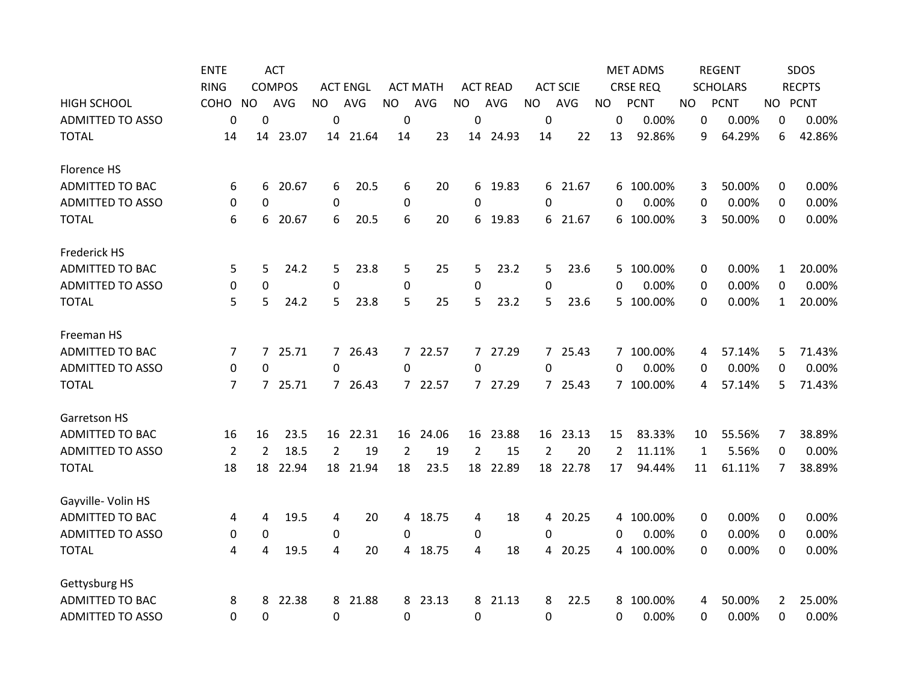| HIGH SCHOOL | ENTERING COHO | ACT COMPOS NO | ACT COMPOS AVG | ACT ENGL NO | ACT ENGL AVG | ACT MATH NO | ACT MATH AVG | ACT READ NO | ACT READ AVG | ACT SCIE NO | ACT SCIE AVG | MET ADMS CRSE REQ NO | MET ADMS CRSE REQ PCNT | REGENT SCHOLARS NO | REGENT SCHOLARS PCNT | SDOS RECPTS NO | SDOS RECPTS PCNT |
|---|---|---|---|---|---|---|---|---|---|---|---|---|---|---|---|---|---|
| ADMITTED TO ASSO | 0 | 0 | | 0 | | 0 | | 0 | | 0 | | 0 | 0.00% | 0 | 0.00% | 0 | 0.00% |
| TOTAL | 14 | 14 | 23.07 | 14 | 21.64 | 14 | 23 | 14 | 24.93 | 14 | 22 | 13 | 92.86% | 9 | 64.29% | 6 | 42.86% |
| | | | | | | | | | | | | | | | | | |
| Florence HS | | | | | | | | | | | | | | | | | |
| ADMITTED TO BAC | 6 | 6 | 20.67 | 6 | 20.5 | 6 | 20 | 6 | 19.83 | 6 | 21.67 | 6 | 100.00% | 3 | 50.00% | 0 | 0.00% |
| ADMITTED TO ASSO | 0 | 0 | | 0 | | 0 | | 0 | | 0 | | 0 | 0.00% | 0 | 0.00% | 0 | 0.00% |
| TOTAL | 6 | 6 | 20.67 | 6 | 20.5 | 6 | 20 | 6 | 19.83 | 6 | 21.67 | 6 | 100.00% | 3 | 50.00% | 0 | 0.00% |
| | | | | | | | | | | | | | | | | | |
| Frederick HS | | | | | | | | | | | | | | | | | |
| ADMITTED TO BAC | 5 | 5 | 24.2 | 5 | 23.8 | 5 | 25 | 5 | 23.2 | 5 | 23.6 | 5 | 100.00% | 0 | 0.00% | 1 | 20.00% |
| ADMITTED TO ASSO | 0 | 0 | | 0 | | 0 | | 0 | | 0 | | 0 | 0.00% | 0 | 0.00% | 0 | 0.00% |
| TOTAL | 5 | 5 | 24.2 | 5 | 23.8 | 5 | 25 | 5 | 23.2 | 5 | 23.6 | 5 | 100.00% | 0 | 0.00% | 1 | 20.00% |
| | | | | | | | | | | | | | | | | | |
| Freeman HS | | | | | | | | | | | | | | | | | |
| ADMITTED TO BAC | 7 | 7 | 25.71 | 7 | 26.43 | 7 | 22.57 | 7 | 27.29 | 7 | 25.43 | 7 | 100.00% | 4 | 57.14% | 5 | 71.43% |
| ADMITTED TO ASSO | 0 | 0 | | 0 | | 0 | | 0 | | 0 | | 0 | 0.00% | 0 | 0.00% | 0 | 0.00% |
| TOTAL | 7 | 7 | 25.71 | 7 | 26.43 | 7 | 22.57 | 7 | 27.29 | 7 | 25.43 | 7 | 100.00% | 4 | 57.14% | 5 | 71.43% |
| | | | | | | | | | | | | | | | | | |
| Garretson HS | | | | | | | | | | | | | | | | | |
| ADMITTED TO BAC | 16 | 16 | 23.5 | 16 | 22.31 | 16 | 24.06 | 16 | 23.88 | 16 | 23.13 | 15 | 83.33% | 10 | 55.56% | 7 | 38.89% |
| ADMITTED TO ASSO | 2 | 2 | 18.5 | 2 | 19 | 2 | 19 | 2 | 15 | 2 | 20 | 2 | 11.11% | 1 | 5.56% | 0 | 0.00% |
| TOTAL | 18 | 18 | 22.94 | 18 | 21.94 | 18 | 23.5 | 18 | 22.89 | 18 | 22.78 | 17 | 94.44% | 11 | 61.11% | 7 | 38.89% |
| | | | | | | | | | | | | | | | | | |
| Gayville- Volin HS | | | | | | | | | | | | | | | | | |
| ADMITTED TO BAC | 4 | 4 | 19.5 | 4 | 20 | 4 | 18.75 | 4 | 18 | 4 | 20.25 | 4 | 100.00% | 0 | 0.00% | 0 | 0.00% |
| ADMITTED TO ASSO | 0 | 0 | | 0 | | 0 | | 0 | | 0 | | 0 | 0.00% | 0 | 0.00% | 0 | 0.00% |
| TOTAL | 4 | 4 | 19.5 | 4 | 20 | 4 | 18.75 | 4 | 18 | 4 | 20.25 | 4 | 100.00% | 0 | 0.00% | 0 | 0.00% |
| | | | | | | | | | | | | | | | | | |
| Gettysburg HS | | | | | | | | | | | | | | | | | |
| ADMITTED TO BAC | 8 | 8 | 22.38 | 8 | 21.88 | 8 | 23.13 | 8 | 21.13 | 8 | 22.5 | 8 | 100.00% | 4 | 50.00% | 2 | 25.00% |
| ADMITTED TO ASSO | 0 | 0 | | 0 | | 0 | | 0 | | 0 | | 0 | 0.00% | 0 | 0.00% | 0 | 0.00% |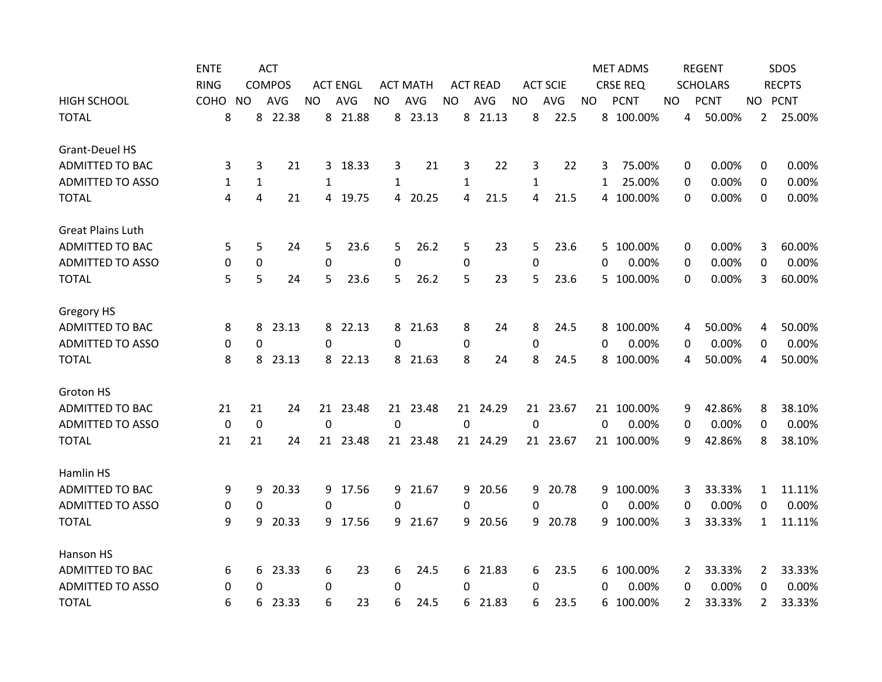| HIGH SCHOOL | ENTERING COHO | ACT COMPOS NO | ACT COMPOS AVG | ACT ENGL NO | ACT ENGL AVG | ACT MATH NO | ACT MATH AVG | ACT READ NO | ACT READ AVG | ACT SCIE NO | ACT SCIE AVG | MET ADMS CRSE REQ NO | MET ADMS CRSE REQ PCNT | REGENT SCHOLARS NO | REGENT SCHOLARS PCNT | SDOS RECPTS NO | SDOS RECPTS PCNT |
|---|---|---|---|---|---|---|---|---|---|---|---|---|---|---|---|---|---|
| TOTAL | 8 | 8 | 22.38 | 8 | 21.88 | 8 | 23.13 | 8 | 21.13 | 8 | 22.5 | 8 | 100.00% | 4 | 50.00% | 2 | 25.00% |
| **Grant-Deuel HS** | | | | | | | | | | | | | | | | | |
| ADMITTED TO BAC | 3 | 3 | 21 | 3 | 18.33 | 3 | 21 | 3 | 22 | 3 | 22 | 3 | 75.00% | 0 | 0.00% | 0 | 0.00% |
| ADMITTED TO ASSO | 1 | 1 | | 1 | | 1 | | 1 | | 1 | | 1 | 25.00% | 0 | 0.00% | 0 | 0.00% |
| TOTAL | 4 | 4 | 21 | 4 | 19.75 | 4 | 20.25 | 4 | 21.5 | 4 | 21.5 | 4 | 100.00% | 0 | 0.00% | 0 | 0.00% |
| **Great Plains Luth** | | | | | | | | | | | | | | | | | |
| ADMITTED TO BAC | 5 | 5 | 24 | 5 | 23.6 | 5 | 26.2 | 5 | 23 | 5 | 23.6 | 5 | 100.00% | 0 | 0.00% | 3 | 60.00% |
| ADMITTED TO ASSO | 0 | 0 | | 0 | | 0 | | 0 | | 0 | | 0 | 0.00% | 0 | 0.00% | 0 | 0.00% |
| TOTAL | 5 | 5 | 24 | 5 | 23.6 | 5 | 26.2 | 5 | 23 | 5 | 23.6 | 5 | 100.00% | 0 | 0.00% | 3 | 60.00% |
| **Gregory HS** | | | | | | | | | | | | | | | | | |
| ADMITTED TO BAC | 8 | 8 | 23.13 | 8 | 22.13 | 8 | 21.63 | 8 | 24 | 8 | 24.5 | 8 | 100.00% | 4 | 50.00% | 4 | 50.00% |
| ADMITTED TO ASSO | 0 | 0 | | 0 | | 0 | | 0 | | 0 | | 0 | 0.00% | 0 | 0.00% | 0 | 0.00% |
| TOTAL | 8 | 8 | 23.13 | 8 | 22.13 | 8 | 21.63 | 8 | 24 | 8 | 24.5 | 8 | 100.00% | 4 | 50.00% | 4 | 50.00% |
| **Groton HS** | | | | | | | | | | | | | | | | | |
| ADMITTED TO BAC | 21 | 21 | 24 | 21 | 23.48 | 21 | 23.48 | 21 | 24.29 | 21 | 23.67 | 21 | 100.00% | 9 | 42.86% | 8 | 38.10% |
| ADMITTED TO ASSO | 0 | 0 | | 0 | | 0 | | 0 | | 0 | | 0 | 0.00% | 0 | 0.00% | 0 | 0.00% |
| TOTAL | 21 | 21 | 24 | 21 | 23.48 | 21 | 23.48 | 21 | 24.29 | 21 | 23.67 | 21 | 100.00% | 9 | 42.86% | 8 | 38.10% |
| **Hamlin HS** | | | | | | | | | | | | | | | | | |
| ADMITTED TO BAC | 9 | 9 | 20.33 | 9 | 17.56 | 9 | 21.67 | 9 | 20.56 | 9 | 20.78 | 9 | 100.00% | 3 | 33.33% | 1 | 11.11% |
| ADMITTED TO ASSO | 0 | 0 | | 0 | | 0 | | 0 | | 0 | | 0 | 0.00% | 0 | 0.00% | 0 | 0.00% |
| TOTAL | 9 | 9 | 20.33 | 9 | 17.56 | 9 | 21.67 | 9 | 20.56 | 9 | 20.78 | 9 | 100.00% | 3 | 33.33% | 1 | 11.11% |
| **Hanson HS** | | | | | | | | | | | | | | | | | |
| ADMITTED TO BAC | 6 | 6 | 23.33 | 6 | 23 | 6 | 24.5 | 6 | 21.83 | 6 | 23.5 | 6 | 100.00% | 2 | 33.33% | 2 | 33.33% |
| ADMITTED TO ASSO | 0 | 0 | | 0 | | 0 | | 0 | | 0 | | 0 | 0.00% | 0 | 0.00% | 0 | 0.00% |
| TOTAL | 6 | 6 | 23.33 | 6 | 23 | 6 | 24.5 | 6 | 21.83 | 6 | 23.5 | 6 | 100.00% | 2 | 33.33% | 2 | 33.33% |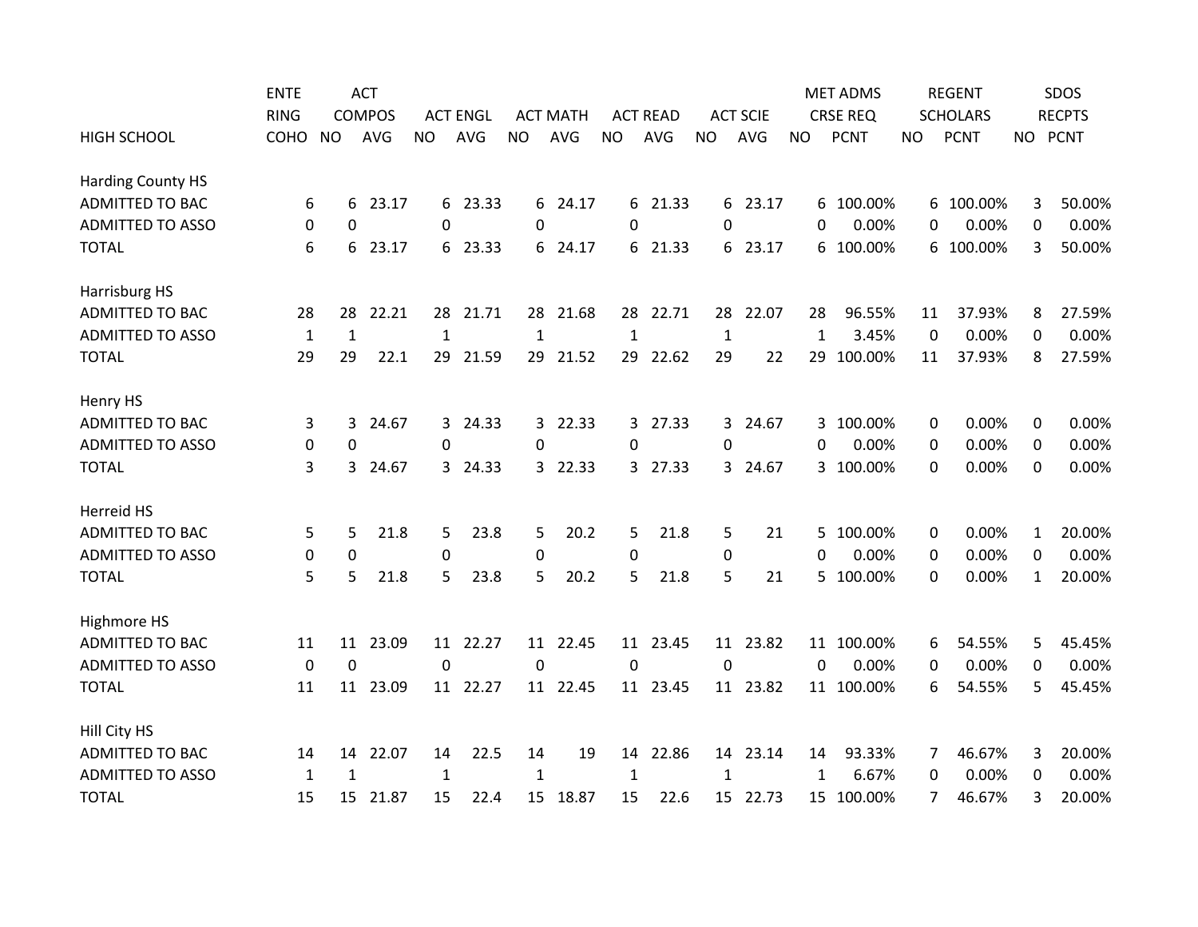| HIGH SCHOOL | ENTERING COHO | ACT COMPOS NO | ACT COMPOS AVG | ACT ENGL NO | ACT ENGL AVG | ACT MATH NO | ACT MATH AVG | ACT READ NO | ACT READ AVG | ACT SCIE NO | ACT SCIE AVG | MET ADMS CRSE REQ NO | MET ADMS CRSE REQ PCNT | REGENT SCHOLARS NO | REGENT SCHOLARS PCNT | SDOS RECPTS NO | SDOS RECPTS PCNT |
|---|---|---|---|---|---|---|---|---|---|---|---|---|---|---|---|---|---|
| Harding County HS | | | | | | | | | | | | | | | | | |
| ADMITTED TO BAC | 6 | 6 | 23.17 | 6 | 23.33 | 6 | 24.17 | 6 | 21.33 | 6 | 23.17 | 6 | 100.00% | 6 | 100.00% | 3 | 50.00% |
| ADMITTED TO ASSO | 0 | 0 | | 0 | | 0 | | 0 | | 0 | | 0 | 0.00% | 0 | 0.00% | 0 | 0.00% |
| TOTAL | 6 | 6 | 23.17 | 6 | 23.33 | 6 | 24.17 | 6 | 21.33 | 6 | 23.17 | 6 | 100.00% | 6 | 100.00% | 3 | 50.00% |
| Harrisburg HS | | | | | | | | | | | | | | | | | |
| ADMITTED TO BAC | 28 | 28 | 22.21 | 28 | 21.71 | 28 | 21.68 | 28 | 22.71 | 28 | 22.07 | 28 | 96.55% | 11 | 37.93% | 8 | 27.59% |
| ADMITTED TO ASSO | 1 | 1 | | 1 | | 1 | | 1 | | 1 | | 1 | 3.45% | 0 | 0.00% | 0 | 0.00% |
| TOTAL | 29 | 29 | 22.1 | 29 | 21.59 | 29 | 21.52 | 29 | 22.62 | 29 | 22 | 29 | 100.00% | 11 | 37.93% | 8 | 27.59% |
| Henry HS | | | | | | | | | | | | | | | | | |
| ADMITTED TO BAC | 3 | 3 | 24.67 | 3 | 24.33 | 3 | 22.33 | 3 | 27.33 | 3 | 24.67 | 3 | 100.00% | 0 | 0.00% | 0 | 0.00% |
| ADMITTED TO ASSO | 0 | 0 | | 0 | | 0 | | 0 | | 0 | | 0 | 0.00% | 0 | 0.00% | 0 | 0.00% |
| TOTAL | 3 | 3 | 24.67 | 3 | 24.33 | 3 | 22.33 | 3 | 27.33 | 3 | 24.67 | 3 | 100.00% | 0 | 0.00% | 0 | 0.00% |
| Herreid HS | | | | | | | | | | | | | | | | | |
| ADMITTED TO BAC | 5 | 5 | 21.8 | 5 | 23.8 | 5 | 20.2 | 5 | 21.8 | 5 | 21 | 5 | 100.00% | 0 | 0.00% | 1 | 20.00% |
| ADMITTED TO ASSO | 0 | 0 | | 0 | | 0 | | 0 | | 0 | | 0 | 0.00% | 0 | 0.00% | 0 | 0.00% |
| TOTAL | 5 | 5 | 21.8 | 5 | 23.8 | 5 | 20.2 | 5 | 21.8 | 5 | 21 | 5 | 100.00% | 0 | 0.00% | 1 | 20.00% |
| Highmore HS | | | | | | | | | | | | | | | | | |
| ADMITTED TO BAC | 11 | 11 | 23.09 | 11 | 22.27 | 11 | 22.45 | 11 | 23.45 | 11 | 23.82 | 11 | 100.00% | 6 | 54.55% | 5 | 45.45% |
| ADMITTED TO ASSO | 0 | 0 | | 0 | | 0 | | 0 | | 0 | | 0 | 0.00% | 0 | 0.00% | 0 | 0.00% |
| TOTAL | 11 | 11 | 23.09 | 11 | 22.27 | 11 | 22.45 | 11 | 23.45 | 11 | 23.82 | 11 | 100.00% | 6 | 54.55% | 5 | 45.45% |
| Hill City HS | | | | | | | | | | | | | | | | | |
| ADMITTED TO BAC | 14 | 14 | 22.07 | 14 | 22.5 | 14 | 19 | 14 | 22.86 | 14 | 23.14 | 14 | 93.33% | 7 | 46.67% | 3 | 20.00% |
| ADMITTED TO ASSO | 1 | 1 | | 1 | | 1 | | 1 | | 1 | | 1 | 6.67% | 0 | 0.00% | 0 | 0.00% |
| TOTAL | 15 | 15 | 21.87 | 15 | 22.4 | 15 | 18.87 | 15 | 22.6 | 15 | 22.73 | 15 | 100.00% | 7 | 46.67% | 3 | 20.00% |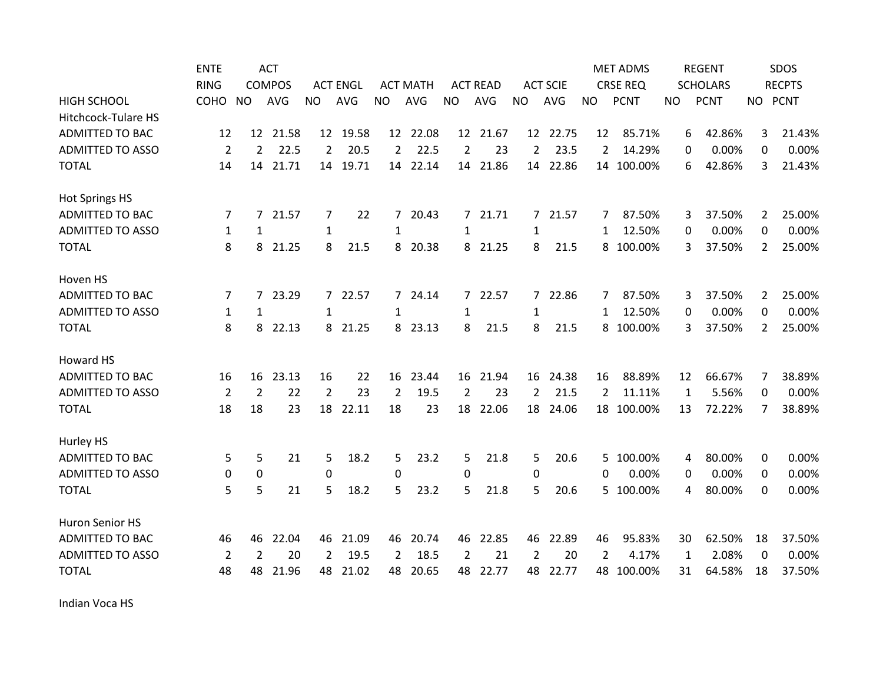| HIGH SCHOOL | ENTERING COHO | ACT COMPOS NO | ACT COMPOS AVG | ACT ENGL NO | ACT ENGL AVG | ACT MATH NO | ACT MATH AVG | ACT READ NO | ACT READ AVG | ACT SCIE NO | ACT SCIE AVG | MET ADMS CRSE REQ NO | MET ADMS CRSE REQ PCNT | REGENT SCHOLARS NO | REGENT SCHOLARS PCNT | SDOS RECPTS NO | SDOS RECPTS PCNT |
|---|---|---|---|---|---|---|---|---|---|---|---|---|---|---|---|---|---|
| Hitchcock-Tulare HS | | | | | | | | | | | | | | | | | |
| ADMITTED TO BAC | 12 | 12 | 21.58 | 12 | 19.58 | 12 | 22.08 | 12 | 21.67 | 12 | 22.75 | 12 | 85.71% | 6 | 42.86% | 3 | 21.43% |
| ADMITTED TO ASSO | 2 | 2 | 22.5 | 2 | 20.5 | 2 | 22.5 | 2 | 23 | 2 | 23.5 | 2 | 14.29% | 0 | 0.00% | 0 | 0.00% |
| TOTAL | 14 | 14 | 21.71 | 14 | 19.71 | 14 | 22.14 | 14 | 21.86 | 14 | 22.86 | 14 | 100.00% | 6 | 42.86% | 3 | 21.43% |
| Hot Springs HS | | | | | | | | | | | | | | | | | |
| ADMITTED TO BAC | 7 | 7 | 21.57 | 7 | 22 | 7 | 20.43 | 7 | 21.71 | 7 | 21.57 | 7 | 87.50% | 3 | 37.50% | 2 | 25.00% |
| ADMITTED TO ASSO | 1 | 1 | | 1 | | 1 | | 1 | | 1 | | 1 | 12.50% | 0 | 0.00% | 0 | 0.00% |
| TOTAL | 8 | 8 | 21.25 | 8 | 21.5 | 8 | 20.38 | 8 | 21.25 | 8 | 21.5 | 8 | 100.00% | 3 | 37.50% | 2 | 25.00% |
| Hoven HS | | | | | | | | | | | | | | | | | |
| ADMITTED TO BAC | 7 | 7 | 23.29 | 7 | 22.57 | 7 | 24.14 | 7 | 22.57 | 7 | 22.86 | 7 | 87.50% | 3 | 37.50% | 2 | 25.00% |
| ADMITTED TO ASSO | 1 | 1 | | 1 | | 1 | | 1 | | 1 | | 1 | 12.50% | 0 | 0.00% | 0 | 0.00% |
| TOTAL | 8 | 8 | 22.13 | 8 | 21.25 | 8 | 23.13 | 8 | 21.5 | 8 | 21.5 | 8 | 100.00% | 3 | 37.50% | 2 | 25.00% |
| Howard HS | | | | | | | | | | | | | | | | | |
| ADMITTED TO BAC | 16 | 16 | 23.13 | 16 | 22 | 16 | 23.44 | 16 | 21.94 | 16 | 24.38 | 16 | 88.89% | 12 | 66.67% | 7 | 38.89% |
| ADMITTED TO ASSO | 2 | 2 | 22 | 2 | 23 | 2 | 19.5 | 2 | 23 | 2 | 21.5 | 2 | 11.11% | 1 | 5.56% | 0 | 0.00% |
| TOTAL | 18 | 18 | 23 | 18 | 22.11 | 18 | 23 | 18 | 22.06 | 18 | 24.06 | 18 | 100.00% | 13 | 72.22% | 7 | 38.89% |
| Hurley HS | | | | | | | | | | | | | | | | | |
| ADMITTED TO BAC | 5 | 5 | 21 | 5 | 18.2 | 5 | 23.2 | 5 | 21.8 | 5 | 20.6 | 5 | 100.00% | 4 | 80.00% | 0 | 0.00% |
| ADMITTED TO ASSO | 0 | 0 | | 0 | | 0 | | 0 | | 0 | | 0 | 0.00% | 0 | 0.00% | 0 | 0.00% |
| TOTAL | 5 | 5 | 21 | 5 | 18.2 | 5 | 23.2 | 5 | 21.8 | 5 | 20.6 | 5 | 100.00% | 4 | 80.00% | 0 | 0.00% |
| Huron Senior HS | | | | | | | | | | | | | | | | | |
| ADMITTED TO BAC | 46 | 46 | 22.04 | 46 | 21.09 | 46 | 20.74 | 46 | 22.85 | 46 | 22.89 | 46 | 95.83% | 30 | 62.50% | 18 | 37.50% |
| ADMITTED TO ASSO | 2 | 2 | 20 | 2 | 19.5 | 2 | 18.5 | 2 | 21 | 2 | 20 | 2 | 4.17% | 1 | 2.08% | 0 | 0.00% |
| TOTAL | 48 | 48 | 21.96 | 48 | 21.02 | 48 | 20.65 | 48 | 22.77 | 48 | 22.77 | 48 | 100.00% | 31 | 64.58% | 18 | 37.50% |
| Indian Voca HS | | | | | | | | | | | | | | | | | |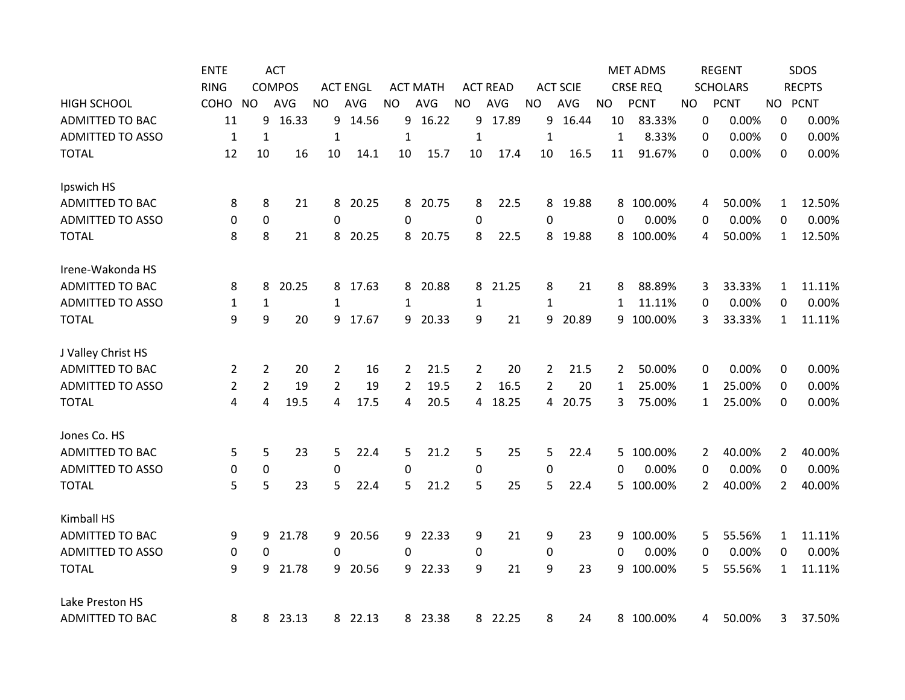| HIGH SCHOOL | ENTERING COHO | ACT COMPOS NO | ACT COMPOS AVG | ACT ENGL NO | ACT ENGL AVG | ACT MATH NO | ACT MATH AVG | ACT READ NO | ACT READ AVG | ACT SCIE NO | ACT SCIE AVG | MET ADMS CRSE REQ NO | MET ADMS CRSE REQ PCNT | REGENT SCHOLARS NO | REGENT SCHOLARS PCNT | SDOS RECPTS NO | SDOS RECPTS PCNT |
|---|---|---|---|---|---|---|---|---|---|---|---|---|---|---|---|---|---|
| ADMITTED TO BAC | 11 | 9 | 16.33 | 9 | 14.56 | 9 | 16.22 | 9 | 17.89 | 9 | 16.44 | 10 | 83.33% | 0 | 0.00% | 0 | 0.00% |
| ADMITTED TO ASSO | 1 | 1 | | 1 | | 1 | | 1 | | 1 | | 1 | 8.33% | 0 | 0.00% | 0 | 0.00% |
| TOTAL | 12 | 10 | 16 | 10 | 14.1 | 10 | 15.7 | 10 | 17.4 | 10 | 16.5 | 11 | 91.67% | 0 | 0.00% | 0 | 0.00% |
| | | | | | | | | | | | | | | | | | |
| Ipswich HS | | | | | | | | | | | | | | | | | |
| ADMITTED TO BAC | 8 | 8 | 21 | 8 | 20.25 | 8 | 20.75 | 8 | 22.5 | 8 | 19.88 | 8 | 100.00% | 4 | 50.00% | 1 | 12.50% |
| ADMITTED TO ASSO | 0 | 0 | | 0 | | 0 | | 0 | | 0 | | 0 | 0.00% | 0 | 0.00% | 0 | 0.00% |
| TOTAL | 8 | 8 | 21 | 8 | 20.25 | 8 | 20.75 | 8 | 22.5 | 8 | 19.88 | 8 | 100.00% | 4 | 50.00% | 1 | 12.50% |
| | | | | | | | | | | | | | | | | | |
| Irene-Wakonda HS | | | | | | | | | | | | | | | | | |
| ADMITTED TO BAC | 8 | 8 | 20.25 | 8 | 17.63 | 8 | 20.88 | 8 | 21.25 | 8 | 21 | 8 | 88.89% | 3 | 33.33% | 1 | 11.11% |
| ADMITTED TO ASSO | 1 | 1 | | 1 | | 1 | | 1 | | 1 | | 1 | 11.11% | 0 | 0.00% | 0 | 0.00% |
| TOTAL | 9 | 9 | 20 | 9 | 17.67 | 9 | 20.33 | 9 | 21 | 9 | 20.89 | 9 | 100.00% | 3 | 33.33% | 1 | 11.11% |
| | | | | | | | | | | | | | | | | | |
| J Valley Christ HS | | | | | | | | | | | | | | | | | |
| ADMITTED TO BAC | 2 | 2 | 20 | 2 | 16 | 2 | 21.5 | 2 | 20 | 2 | 21.5 | 2 | 50.00% | 0 | 0.00% | 0 | 0.00% |
| ADMITTED TO ASSO | 2 | 2 | 19 | 2 | 19 | 2 | 19.5 | 2 | 16.5 | 2 | 20 | 1 | 25.00% | 1 | 25.00% | 0 | 0.00% |
| TOTAL | 4 | 4 | 19.5 | 4 | 17.5 | 4 | 20.5 | 4 | 18.25 | 4 | 20.75 | 3 | 75.00% | 1 | 25.00% | 0 | 0.00% |
| | | | | | | | | | | | | | | | | | |
| Jones Co. HS | | | | | | | | | | | | | | | | | |
| ADMITTED TO BAC | 5 | 5 | 23 | 5 | 22.4 | 5 | 21.2 | 5 | 25 | 5 | 22.4 | 5 | 100.00% | 2 | 40.00% | 2 | 40.00% |
| ADMITTED TO ASSO | 0 | 0 | | 0 | | 0 | | 0 | | 0 | | 0 | 0.00% | 0 | 0.00% | 0 | 0.00% |
| TOTAL | 5 | 5 | 23 | 5 | 22.4 | 5 | 21.2 | 5 | 25 | 5 | 22.4 | 5 | 100.00% | 2 | 40.00% | 2 | 40.00% |
| | | | | | | | | | | | | | | | | | |
| Kimball HS | | | | | | | | | | | | | | | | | |
| ADMITTED TO BAC | 9 | 9 | 21.78 | 9 | 20.56 | 9 | 22.33 | 9 | 21 | 9 | 23 | 9 | 100.00% | 5 | 55.56% | 1 | 11.11% |
| ADMITTED TO ASSO | 0 | 0 | | 0 | | 0 | | 0 | | 0 | | 0 | 0.00% | 0 | 0.00% | 0 | 0.00% |
| TOTAL | 9 | 9 | 21.78 | 9 | 20.56 | 9 | 22.33 | 9 | 21 | 9 | 23 | 9 | 100.00% | 5 | 55.56% | 1 | 11.11% |
| | | | | | | | | | | | | | | | | | |
| Lake Preston HS | | | | | | | | | | | | | | | | | |
| ADMITTED TO BAC | 8 | 8 | 23.13 | 8 | 22.13 | 8 | 23.38 | 8 | 22.25 | 8 | 24 | 8 | 100.00% | 4 | 50.00% | 3 | 37.50% |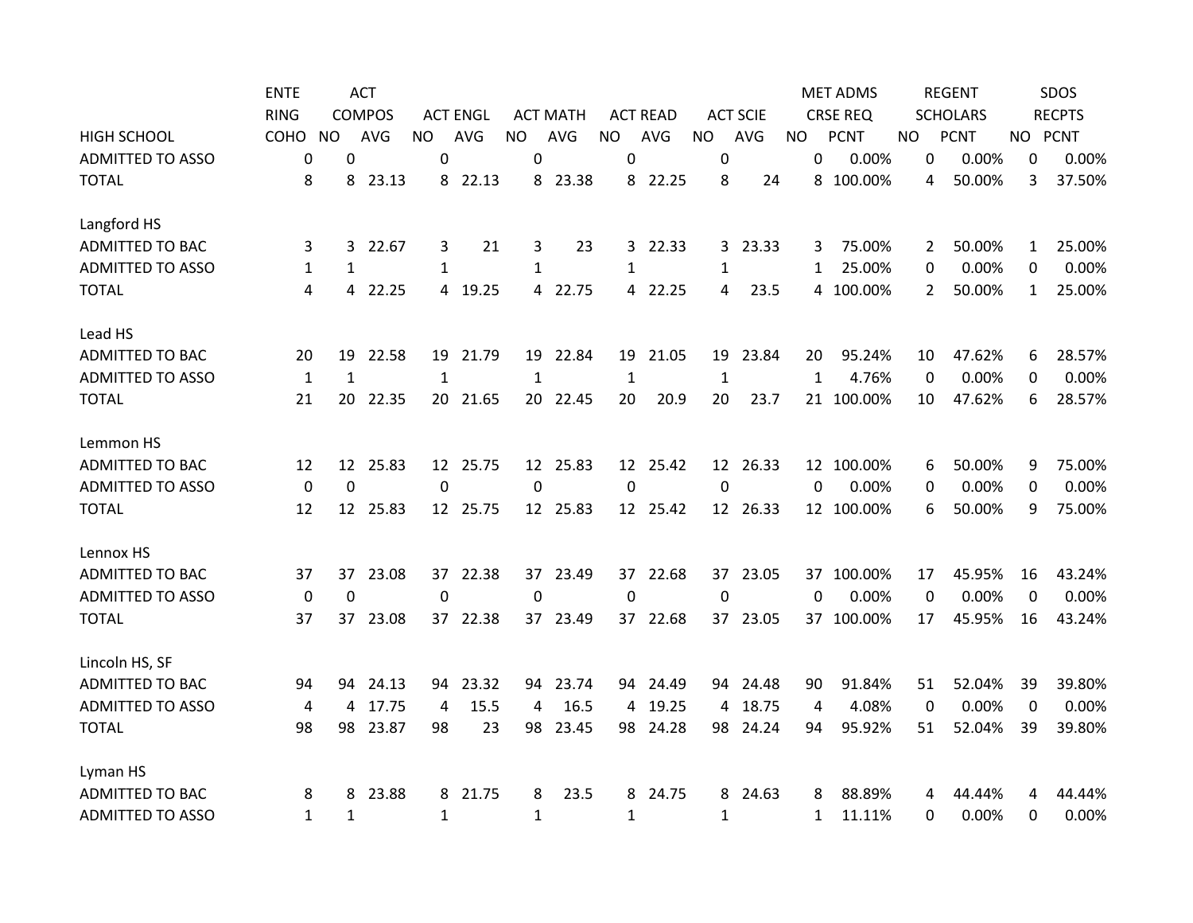| HIGH SCHOOL | ENTERING COHO | ACT COMPOS NO | ACT COMPOS AVG | ACT ENGL NO | ACT ENGL AVG | ACT MATH NO | ACT MATH AVG | ACT READ NO | ACT READ AVG | ACT SCIE NO | ACT SCIE AVG | MET ADMS CRSE REQ NO | MET ADMS CRSE REQ PCNT | REGENT SCHOLARS NO | REGENT SCHOLARS PCNT | SDOS RECPTS NO | SDOS RECPTS PCNT |
|---|---|---|---|---|---|---|---|---|---|---|---|---|---|---|---|---|---|
| ADMITTED TO ASSO | 0 | 0 | | 0 | | 0 | | 0 | | 0 | | 0 | 0.00% | 0 | 0.00% | 0 | 0.00% |
| TOTAL | 8 | 8 | 23.13 | 8 | 22.13 | 8 | 23.38 | 8 | 22.25 | 8 | 24 | 8 | 100.00% | 4 | 50.00% | 3 | 37.50% |
| Langford HS | | | | | | | | | | | | | | | | | |
| ADMITTED TO BAC | 3 | 3 | 22.67 | 3 | 21 | 3 | 23 | 3 | 22.33 | 3 | 23.33 | 3 | 75.00% | 2 | 50.00% | 1 | 25.00% |
| ADMITTED TO ASSO | 1 | 1 | | 1 | | 1 | | 1 | | 1 | | 1 | 25.00% | 0 | 0.00% | 0 | 0.00% |
| TOTAL | 4 | 4 | 22.25 | 4 | 19.25 | 4 | 22.75 | 4 | 22.25 | 4 | 23.5 | 4 | 100.00% | 2 | 50.00% | 1 | 25.00% |
| Lead HS | | | | | | | | | | | | | | | | | |
| ADMITTED TO BAC | 20 | 19 | 22.58 | 19 | 21.79 | 19 | 22.84 | 19 | 21.05 | 19 | 23.84 | 20 | 95.24% | 10 | 47.62% | 6 | 28.57% |
| ADMITTED TO ASSO | 1 | 1 | | 1 | | 1 | | 1 | | 1 | | 1 | 4.76% | 0 | 0.00% | 0 | 0.00% |
| TOTAL | 21 | 20 | 22.35 | 20 | 21.65 | 20 | 22.45 | 20 | 20.9 | 20 | 23.7 | 21 | 100.00% | 10 | 47.62% | 6 | 28.57% |
| Lemmon HS | | | | | | | | | | | | | | | | | |
| ADMITTED TO BAC | 12 | 12 | 25.83 | 12 | 25.75 | 12 | 25.83 | 12 | 25.42 | 12 | 26.33 | 12 | 100.00% | 6 | 50.00% | 9 | 75.00% |
| ADMITTED TO ASSO | 0 | 0 | | 0 | | 0 | | 0 | | 0 | | 0 | 0.00% | 0 | 0.00% | 0 | 0.00% |
| TOTAL | 12 | 12 | 25.83 | 12 | 25.75 | 12 | 25.83 | 12 | 25.42 | 12 | 26.33 | 12 | 100.00% | 6 | 50.00% | 9 | 75.00% |
| Lennox HS | | | | | | | | | | | | | | | | | |
| ADMITTED TO BAC | 37 | 37 | 23.08 | 37 | 22.38 | 37 | 23.49 | 37 | 22.68 | 37 | 23.05 | 37 | 100.00% | 17 | 45.95% | 16 | 43.24% |
| ADMITTED TO ASSO | 0 | 0 | | 0 | | 0 | | 0 | | 0 | | 0 | 0.00% | 0 | 0.00% | 0 | 0.00% |
| TOTAL | 37 | 37 | 23.08 | 37 | 22.38 | 37 | 23.49 | 37 | 22.68 | 37 | 23.05 | 37 | 100.00% | 17 | 45.95% | 16 | 43.24% |
| Lincoln HS, SF | | | | | | | | | | | | | | | | | |
| ADMITTED TO BAC | 94 | 94 | 24.13 | 94 | 23.32 | 94 | 23.74 | 94 | 24.49 | 94 | 24.48 | 90 | 91.84% | 51 | 52.04% | 39 | 39.80% |
| ADMITTED TO ASSO | 4 | 4 | 17.75 | 4 | 15.5 | 4 | 16.5 | 4 | 19.25 | 4 | 18.75 | 4 | 4.08% | 0 | 0.00% | 0 | 0.00% |
| TOTAL | 98 | 98 | 23.87 | 98 | 23 | 98 | 23.45 | 98 | 24.28 | 98 | 24.24 | 94 | 95.92% | 51 | 52.04% | 39 | 39.80% |
| Lyman HS | | | | | | | | | | | | | | | | | |
| ADMITTED TO BAC | 8 | 8 | 23.88 | 8 | 21.75 | 8 | 23.5 | 8 | 24.75 | 8 | 24.63 | 8 | 88.89% | 4 | 44.44% | 4 | 44.44% |
| ADMITTED TO ASSO | 1 | 1 | | 1 | | 1 | | 1 | | 1 | | 1 | 11.11% | 0 | 0.00% | 0 | 0.00% |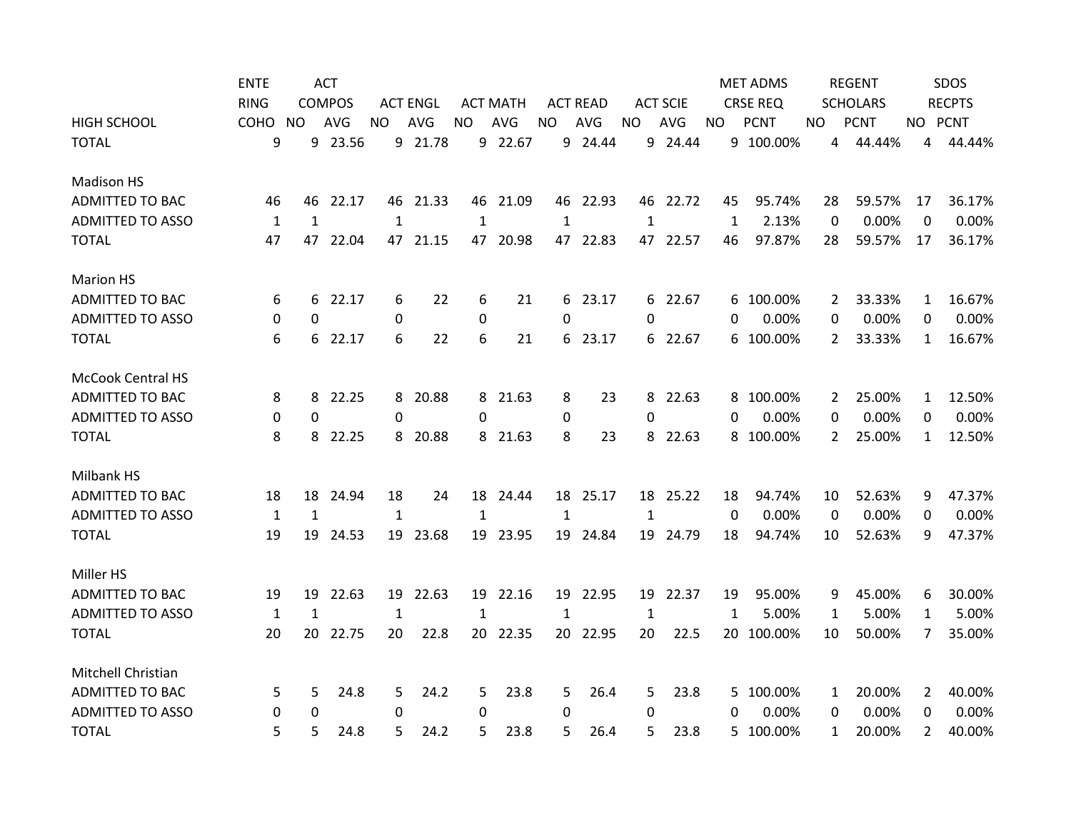| HIGH SCHOOL | ENTERING COHO | ACT COMPOS NO | ACT COMPOS AVG | ACT ENGL NO | ACT ENGL AVG | ACT MATH NO | ACT MATH AVG | ACT READ NO | ACT READ AVG | ACT SCIE NO | ACT SCIE AVG | MET ADMS CRSE REQ NO | MET ADMS CRSE REQ PCNT | REGENT SCHOLARS NO | REGENT SCHOLARS PCNT | SDOS RECPTS NO | SDOS RECPTS PCNT |
|---|---|---|---|---|---|---|---|---|---|---|---|---|---|---|---|---|---|
| TOTAL | 9 | 9 | 23.56 | 9 | 21.78 | 9 | 22.67 | 9 | 24.44 | 9 | 24.44 | 9 | 100.00% | 4 | 44.44% | 4 | 44.44% |
| Madison HS | | | | | | | | | | | | | | | | | |
| ADMITTED TO BAC | 46 | 46 | 22.17 | 46 | 21.33 | 46 | 21.09 | 46 | 22.93 | 46 | 22.72 | 45 | 95.74% | 28 | 59.57% | 17 | 36.17% |
| ADMITTED TO ASSO | 1 | 1 | | 1 | | 1 | | 1 | | 1 | | 1 | 2.13% | 0 | 0.00% | 0 | 0.00% |
| TOTAL | 47 | 47 | 22.04 | 47 | 21.15 | 47 | 20.98 | 47 | 22.83 | 47 | 22.57 | 46 | 97.87% | 28 | 59.57% | 17 | 36.17% |
| Marion HS | | | | | | | | | | | | | | | | | |
| ADMITTED TO BAC | 6 | 6 | 22.17 | 6 | 22 | 6 | 21 | 6 | 23.17 | 6 | 22.67 | 6 | 100.00% | 2 | 33.33% | 1 | 16.67% |
| ADMITTED TO ASSO | 0 | 0 | | 0 | | 0 | | 0 | | 0 | | 0 | 0.00% | 0 | 0.00% | 0 | 0.00% |
| TOTAL | 6 | 6 | 22.17 | 6 | 22 | 6 | 21 | 6 | 23.17 | 6 | 22.67 | 6 | 100.00% | 2 | 33.33% | 1 | 16.67% |
| McCook Central HS | | | | | | | | | | | | | | | | | |
| ADMITTED TO BAC | 8 | 8 | 22.25 | 8 | 20.88 | 8 | 21.63 | 8 | 23 | 8 | 22.63 | 8 | 100.00% | 2 | 25.00% | 1 | 12.50% |
| ADMITTED TO ASSO | 0 | 0 | | 0 | | 0 | | 0 | | 0 | | 0 | 0.00% | 0 | 0.00% | 0 | 0.00% |
| TOTAL | 8 | 8 | 22.25 | 8 | 20.88 | 8 | 21.63 | 8 | 23 | 8 | 22.63 | 8 | 100.00% | 2 | 25.00% | 1 | 12.50% |
| Milbank HS | | | | | | | | | | | | | | | | | |
| ADMITTED TO BAC | 18 | 18 | 24.94 | 18 | 24 | 18 | 24.44 | 18 | 25.17 | 18 | 25.22 | 18 | 94.74% | 10 | 52.63% | 9 | 47.37% |
| ADMITTED TO ASSO | 1 | 1 | | 1 | | 1 | | 1 | | 1 | | 0 | 0.00% | 0 | 0.00% | 0 | 0.00% |
| TOTAL | 19 | 19 | 24.53 | 19 | 23.68 | 19 | 23.95 | 19 | 24.84 | 19 | 24.79 | 18 | 94.74% | 10 | 52.63% | 9 | 47.37% |
| Miller HS | | | | | | | | | | | | | | | | | |
| ADMITTED TO BAC | 19 | 19 | 22.63 | 19 | 22.63 | 19 | 22.16 | 19 | 22.95 | 19 | 22.37 | 19 | 95.00% | 9 | 45.00% | 6 | 30.00% |
| ADMITTED TO ASSO | 1 | 1 | | 1 | | 1 | | 1 | | 1 | | 1 | 5.00% | 1 | 5.00% | 1 | 5.00% |
| TOTAL | 20 | 20 | 22.75 | 20 | 22.8 | 20 | 22.35 | 20 | 22.95 | 20 | 22.5 | 20 | 100.00% | 10 | 50.00% | 7 | 35.00% |
| Mitchell Christian | | | | | | | | | | | | | | | | | |
| ADMITTED TO BAC | 5 | 5 | 24.8 | 5 | 24.2 | 5 | 23.8 | 5 | 26.4 | 5 | 23.8 | 5 | 100.00% | 1 | 20.00% | 2 | 40.00% |
| ADMITTED TO ASSO | 0 | 0 | | 0 | | 0 | | 0 | | 0 | | 0 | 0.00% | 0 | 0.00% | 0 | 0.00% |
| TOTAL | 5 | 5 | 24.8 | 5 | 24.2 | 5 | 23.8 | 5 | 26.4 | 5 | 23.8 | 5 | 100.00% | 1 | 20.00% | 2 | 40.00% |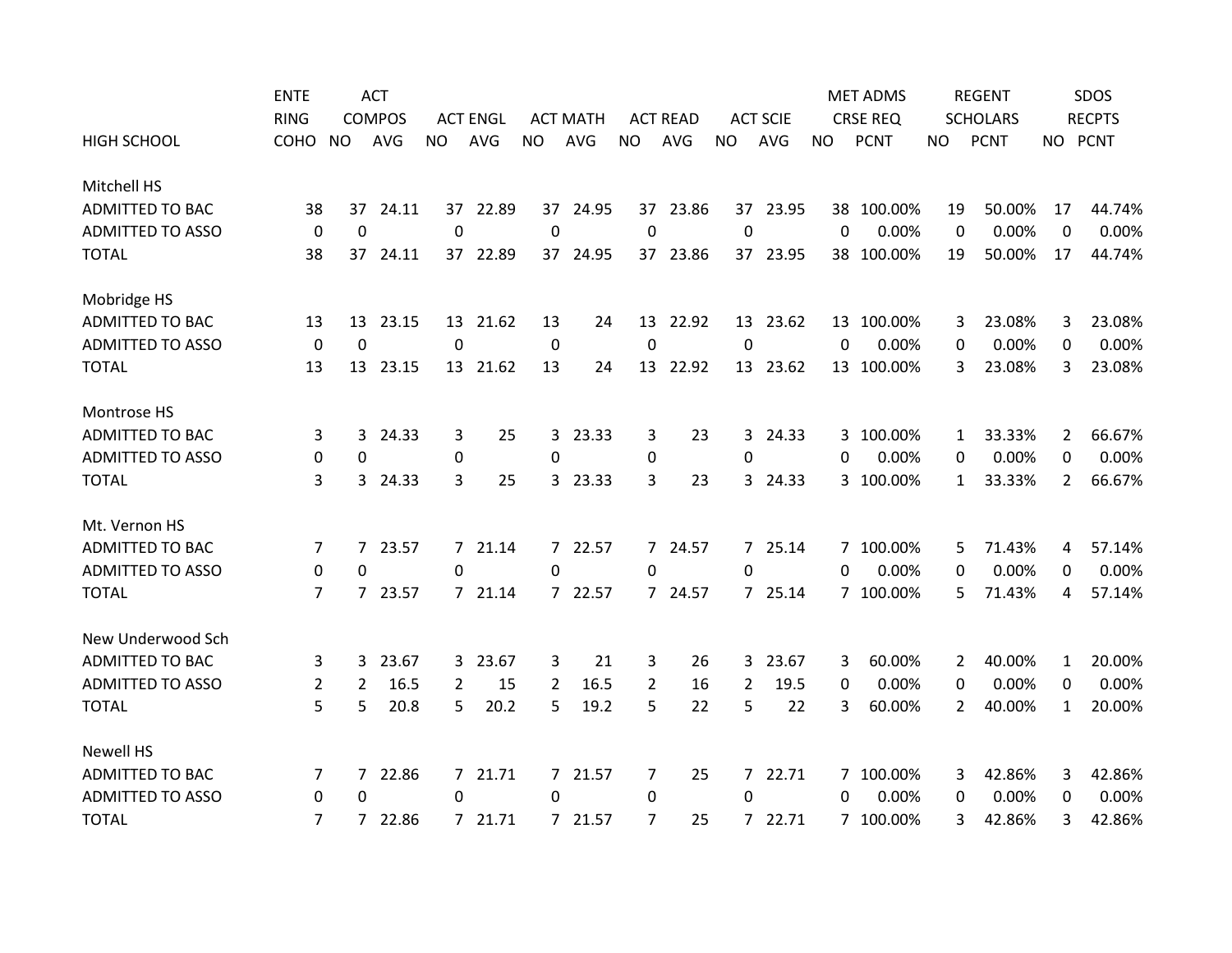| HIGH SCHOOL | ENTERING COHO | ACT COMPOS NO | ACT COMPOS AVG | ACT ENGL NO | ACT ENGL AVG | ACT MATH NO | ACT MATH AVG | ACT READ NO | ACT READ AVG | ACT SCIE NO | ACT SCIE AVG | MET ADMS CRSE REQ NO | MET ADMS CRSE REQ PCNT | REGENT SCHOLARS NO | REGENT SCHOLARS PCNT | SDOS RECPTS NO | SDOS RECPTS PCNT |
|---|---|---|---|---|---|---|---|---|---|---|---|---|---|---|---|---|---|
| **Mitchell HS** | | | | | | | | | | | | | | | | | |
| ADMITTED TO BAC | 38 | 37 | 24.11 | 37 | 22.89 | 37 | 24.95 | 37 | 23.86 | 37 | 23.95 | 38 | 100.00% | 19 | 50.00% | 17 | 44.74% |
| ADMITTED TO ASSO | 0 | 0 | | 0 | | 0 | | 0 | | 0 | | 0 | 0.00% | 0 | 0.00% | 0 | 0.00% |
| TOTAL | 38 | 37 | 24.11 | 37 | 22.89 | 37 | 24.95 | 37 | 23.86 | 37 | 23.95 | 38 | 100.00% | 19 | 50.00% | 17 | 44.74% |
| **Mobridge HS** | | | | | | | | | | | | | | | | | |
| ADMITTED TO BAC | 13 | 13 | 23.15 | 13 | 21.62 | 13 | 24 | 13 | 22.92 | 13 | 23.62 | 13 | 100.00% | 3 | 23.08% | 3 | 23.08% |
| ADMITTED TO ASSO | 0 | 0 | | 0 | | 0 | | 0 | | 0 | | 0 | 0.00% | 0 | 0.00% | 0 | 0.00% |
| TOTAL | 13 | 13 | 23.15 | 13 | 21.62 | 13 | 24 | 13 | 22.92 | 13 | 23.62 | 13 | 100.00% | 3 | 23.08% | 3 | 23.08% |
| **Montrose HS** | | | | | | | | | | | | | | | | | |
| ADMITTED TO BAC | 3 | 3 | 24.33 | 3 | 25 | 3 | 23.33 | 3 | 23 | 3 | 24.33 | 3 | 100.00% | 1 | 33.33% | 2 | 66.67% |
| ADMITTED TO ASSO | 0 | 0 | | 0 | | 0 | | 0 | | 0 | | 0 | 0.00% | 0 | 0.00% | 0 | 0.00% |
| TOTAL | 3 | 3 | 24.33 | 3 | 25 | 3 | 23.33 | 3 | 23 | 3 | 24.33 | 3 | 100.00% | 1 | 33.33% | 2 | 66.67% |
| **Mt. Vernon HS** | | | | | | | | | | | | | | | | | |
| ADMITTED TO BAC | 7 | 7 | 23.57 | 7 | 21.14 | 7 | 22.57 | 7 | 24.57 | 7 | 25.14 | 7 | 100.00% | 5 | 71.43% | 4 | 57.14% |
| ADMITTED TO ASSO | 0 | 0 | | 0 | | 0 | | 0 | | 0 | | 0 | 0.00% | 0 | 0.00% | 0 | 0.00% |
| TOTAL | 7 | 7 | 23.57 | 7 | 21.14 | 7 | 22.57 | 7 | 24.57 | 7 | 25.14 | 7 | 100.00% | 5 | 71.43% | 4 | 57.14% |
| **New Underwood Sch** | | | | | | | | | | | | | | | | | |
| ADMITTED TO BAC | 3 | 3 | 23.67 | 3 | 23.67 | 3 | 21 | 3 | 26 | 3 | 23.67 | 3 | 60.00% | 2 | 40.00% | 1 | 20.00% |
| ADMITTED TO ASSO | 2 | 2 | 16.5 | 2 | 15 | 2 | 16.5 | 2 | 16 | 2 | 19.5 | 0 | 0.00% | 0 | 0.00% | 0 | 0.00% |
| TOTAL | 5 | 5 | 20.8 | 5 | 20.2 | 5 | 19.2 | 5 | 22 | 5 | 22 | 3 | 60.00% | 2 | 40.00% | 1 | 20.00% |
| **Newell HS** | | | | | | | | | | | | | | | | | |
| ADMITTED TO BAC | 7 | 7 | 22.86 | 7 | 21.71 | 7 | 21.57 | 7 | 25 | 7 | 22.71 | 7 | 100.00% | 3 | 42.86% | 3 | 42.86% |
| ADMITTED TO ASSO | 0 | 0 | | 0 | | 0 | | 0 | | 0 | | 0 | 0.00% | 0 | 0.00% | 0 | 0.00% |
| TOTAL | 7 | 7 | 22.86 | 7 | 21.71 | 7 | 21.57 | 7 | 25 | 7 | 22.71 | 7 | 100.00% | 3 | 42.86% | 3 | 42.86% |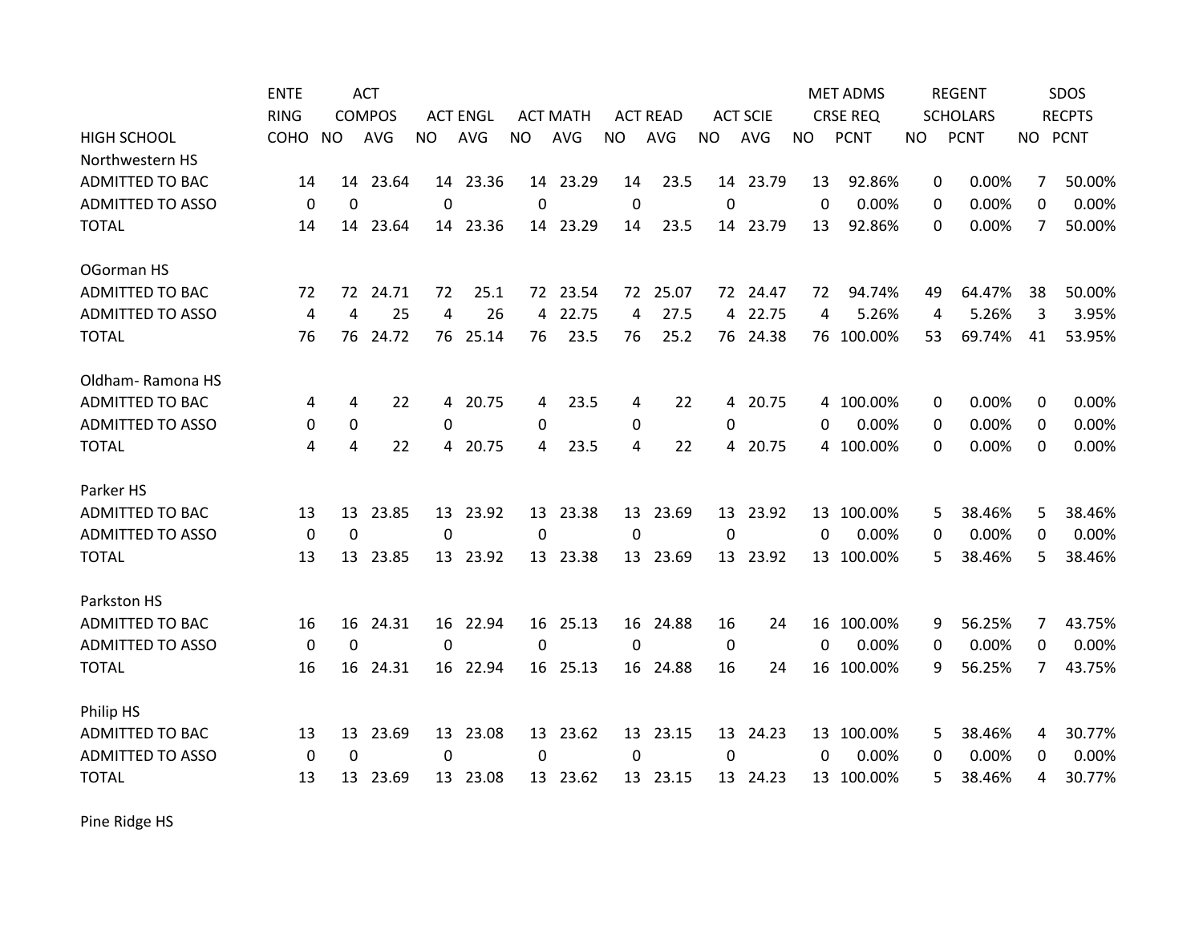| HIGH SCHOOL | ENTERING COHO | ACT COMPOS NO | ACT COMPOS AVG | ACT ENGL NO | ACT ENGL AVG | ACT MATH NO | ACT MATH AVG | ACT READ NO | ACT READ AVG | ACT SCIE NO | ACT SCIE AVG | MET ADMS CRSE REQ NO | MET ADMS CRSE REQ PCNT | REGENT SCHOLARS NO | REGENT SCHOLARS PCNT | SDOS RECPTS NO | SDOS RECPTS PCNT |
|---|---|---|---|---|---|---|---|---|---|---|---|---|---|---|---|---|---|
| Northwestern HS | | | | | | | | | | | | | | | | | |
| ADMITTED TO BAC | 14 | 14 | 23.64 | 14 | 23.36 | 14 | 23.29 | 14 | 23.5 | 14 | 23.79 | 13 | 92.86% | 0 | 0.00% | 7 | 50.00% |
| ADMITTED TO ASSO | 0 | 0 | | 0 | | 0 | | 0 | | 0 | | 0 | 0.00% | 0 | 0.00% | 0 | 0.00% |
| TOTAL | 14 | 14 | 23.64 | 14 | 23.36 | 14 | 23.29 | 14 | 23.5 | 14 | 23.79 | 13 | 92.86% | 0 | 0.00% | 7 | 50.00% |
| OGorman HS | | | | | | | | | | | | | | | | | |
| ADMITTED TO BAC | 72 | 72 | 24.71 | 72 | 25.1 | 72 | 23.54 | 72 | 25.07 | 72 | 24.47 | 72 | 94.74% | 49 | 64.47% | 38 | 50.00% |
| ADMITTED TO ASSO | 4 | 4 | 25 | 4 | 26 | 4 | 22.75 | 4 | 27.5 | 4 | 22.75 | 4 | 5.26% | 4 | 5.26% | 3 | 3.95% |
| TOTAL | 76 | 76 | 24.72 | 76 | 25.14 | 76 | 23.5 | 76 | 25.2 | 76 | 24.38 | 76 | 100.00% | 53 | 69.74% | 41 | 53.95% |
| Oldham- Ramona HS | | | | | | | | | | | | | | | | | |
| ADMITTED TO BAC | 4 | 4 | 22 | 4 | 20.75 | 4 | 23.5 | 4 | 22 | 4 | 20.75 | 4 | 100.00% | 0 | 0.00% | 0 | 0.00% |
| ADMITTED TO ASSO | 0 | 0 | | 0 | | 0 | | 0 | | 0 | | 0 | 0.00% | 0 | 0.00% | 0 | 0.00% |
| TOTAL | 4 | 4 | 22 | 4 | 20.75 | 4 | 23.5 | 4 | 22 | 4 | 20.75 | 4 | 100.00% | 0 | 0.00% | 0 | 0.00% |
| Parker HS | | | | | | | | | | | | | | | | | |
| ADMITTED TO BAC | 13 | 13 | 23.85 | 13 | 23.92 | 13 | 23.38 | 13 | 23.69 | 13 | 23.92 | 13 | 100.00% | 5 | 38.46% | 5 | 38.46% |
| ADMITTED TO ASSO | 0 | 0 | | 0 | | 0 | | 0 | | 0 | | 0 | 0.00% | 0 | 0.00% | 0 | 0.00% |
| TOTAL | 13 | 13 | 23.85 | 13 | 23.92 | 13 | 23.38 | 13 | 23.69 | 13 | 23.92 | 13 | 100.00% | 5 | 38.46% | 5 | 38.46% |
| Parkston HS | | | | | | | | | | | | | | | | | |
| ADMITTED TO BAC | 16 | 16 | 24.31 | 16 | 22.94 | 16 | 25.13 | 16 | 24.88 | 16 | 24 | 16 | 100.00% | 9 | 56.25% | 7 | 43.75% |
| ADMITTED TO ASSO | 0 | 0 | | 0 | | 0 | | 0 | | 0 | | 0 | 0.00% | 0 | 0.00% | 0 | 0.00% |
| TOTAL | 16 | 16 | 24.31 | 16 | 22.94 | 16 | 25.13 | 16 | 24.88 | 16 | 24 | 16 | 100.00% | 9 | 56.25% | 7 | 43.75% |
| Philip HS | | | | | | | | | | | | | | | | | |
| ADMITTED TO BAC | 13 | 13 | 23.69 | 13 | 23.08 | 13 | 23.62 | 13 | 23.15 | 13 | 24.23 | 13 | 100.00% | 5 | 38.46% | 4 | 30.77% |
| ADMITTED TO ASSO | 0 | 0 | | 0 | | 0 | | 0 | | 0 | | 0 | 0.00% | 0 | 0.00% | 0 | 0.00% |
| TOTAL | 13 | 13 | 23.69 | 13 | 23.08 | 13 | 23.62 | 13 | 23.15 | 13 | 24.23 | 13 | 100.00% | 5 | 38.46% | 4 | 30.77% |
| Pine Ridge HS | | | | | | | | | | | | | | | | | |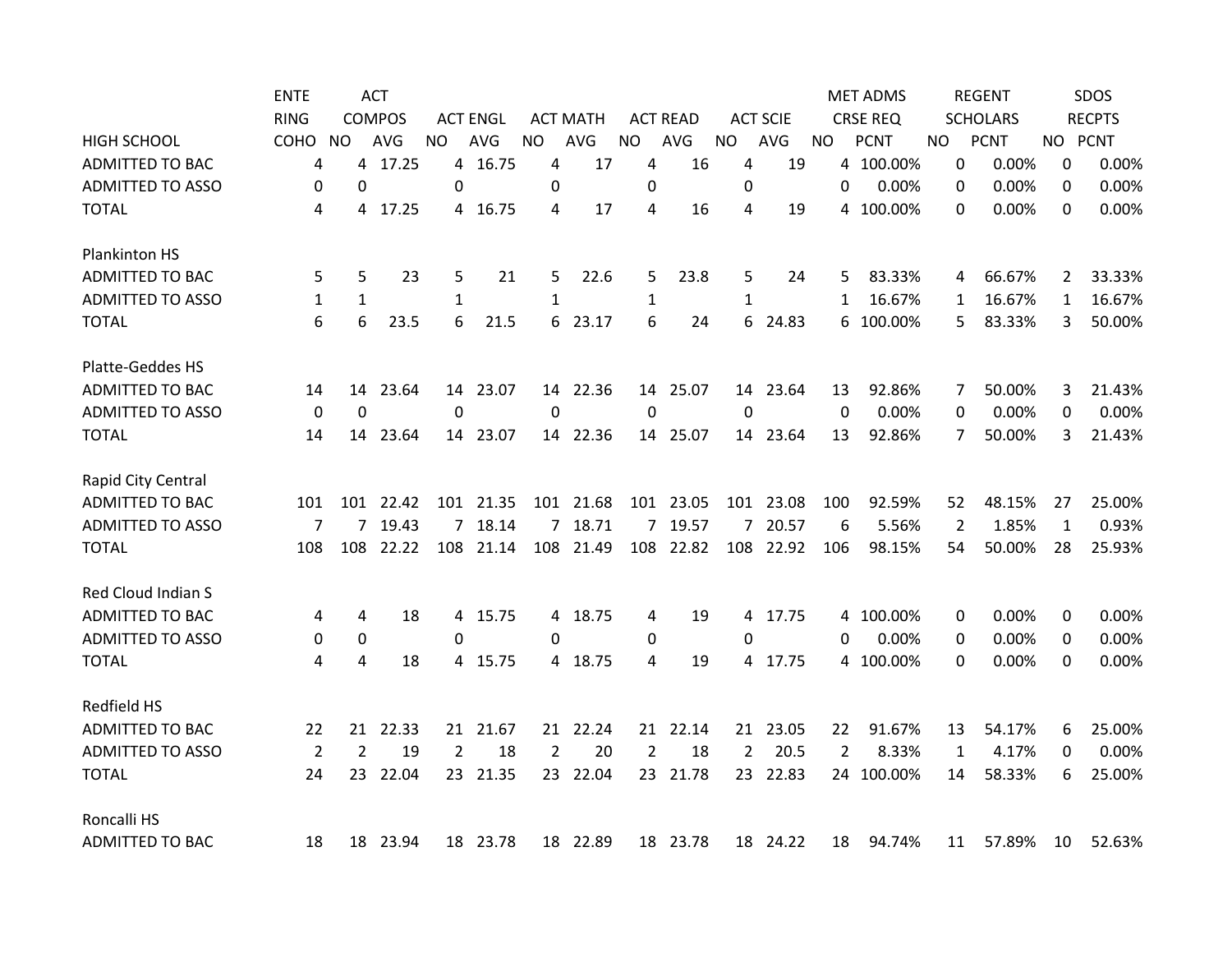| HIGH SCHOOL | ENTERING COHO | ACT COMPOS NO | ACT COMPOS AVG | ACT ENGL NO | ACT ENGL AVG | ACT MATH NO | ACT MATH AVG | ACT READ NO | ACT READ AVG | ACT SCIE NO | ACT SCIE AVG | MET ADMS CRSE REQ NO | MET ADMS CRSE REQ PCNT | REGENT SCHOLARS NO | REGENT SCHOLARS PCNT | SDOS RECPTS NO | SDOS RECPTS PCNT |
|---|---|---|---|---|---|---|---|---|---|---|---|---|---|---|---|---|---|
| ADMITTED TO BAC | 4 | 4 | 17.25 | 4 | 16.75 | 4 | 17 | 4 | 16 | 4 | 19 | 4 | 100.00% | 0 | 0.00% | 0 | 0.00% |
| ADMITTED TO ASSO | 0 | 0 | | 0 | | 0 | | 0 | | 0 | | 0 | 0.00% | 0 | 0.00% | 0 | 0.00% |
| TOTAL | 4 | 4 | 17.25 | 4 | 16.75 | 4 | 17 | 4 | 16 | 4 | 19 | 4 | 100.00% | 0 | 0.00% | 0 | 0.00% |
| Plankinton HS | | | | | | | | | | | | | | | | | |
| ADMITTED TO BAC | 5 | 5 | 23 | 5 | 21 | 5 | 22.6 | 5 | 23.8 | 5 | 24 | 5 | 83.33% | 4 | 66.67% | 2 | 33.33% |
| ADMITTED TO ASSO | 1 | 1 | | 1 | | 1 | | 1 | | 1 | | 1 | 16.67% | 1 | 16.67% | 1 | 16.67% |
| TOTAL | 6 | 6 | 23.5 | 6 | 21.5 | 6 | 23.17 | 6 | 24 | 6 | 24.83 | 6 | 100.00% | 5 | 83.33% | 3 | 50.00% |
| Platte-Geddes HS | | | | | | | | | | | | | | | | | |
| ADMITTED TO BAC | 14 | 14 | 23.64 | 14 | 23.07 | 14 | 22.36 | 14 | 25.07 | 14 | 23.64 | 13 | 92.86% | 7 | 50.00% | 3 | 21.43% |
| ADMITTED TO ASSO | 0 | 0 | | 0 | | 0 | | 0 | | 0 | | 0 | 0.00% | 0 | 0.00% | 0 | 0.00% |
| TOTAL | 14 | 14 | 23.64 | 14 | 23.07 | 14 | 22.36 | 14 | 25.07 | 14 | 23.64 | 13 | 92.86% | 7 | 50.00% | 3 | 21.43% |
| Rapid City Central | | | | | | | | | | | | | | | | | |
| ADMITTED TO BAC | 101 | 101 | 22.42 | 101 | 21.35 | 101 | 21.68 | 101 | 23.05 | 101 | 23.08 | 100 | 92.59% | 52 | 48.15% | 27 | 25.00% |
| ADMITTED TO ASSO | 7 | 7 | 19.43 | 7 | 18.14 | 7 | 18.71 | 7 | 19.57 | 7 | 20.57 | 6 | 5.56% | 2 | 1.85% | 1 | 0.93% |
| TOTAL | 108 | 108 | 22.22 | 108 | 21.14 | 108 | 21.49 | 108 | 22.82 | 108 | 22.92 | 106 | 98.15% | 54 | 50.00% | 28 | 25.93% |
| Red Cloud Indian S | | | | | | | | | | | | | | | | | |
| ADMITTED TO BAC | 4 | 4 | 18 | 4 | 15.75 | 4 | 18.75 | 4 | 19 | 4 | 17.75 | 4 | 100.00% | 0 | 0.00% | 0 | 0.00% |
| ADMITTED TO ASSO | 0 | 0 | | 0 | | 0 | | 0 | | 0 | | 0 | 0.00% | 0 | 0.00% | 0 | 0.00% |
| TOTAL | 4 | 4 | 18 | 4 | 15.75 | 4 | 18.75 | 4 | 19 | 4 | 17.75 | 4 | 100.00% | 0 | 0.00% | 0 | 0.00% |
| Redfield HS | | | | | | | | | | | | | | | | | |
| ADMITTED TO BAC | 22 | 21 | 22.33 | 21 | 21.67 | 21 | 22.24 | 21 | 22.14 | 21 | 23.05 | 22 | 91.67% | 13 | 54.17% | 6 | 25.00% |
| ADMITTED TO ASSO | 2 | 2 | 19 | 2 | 18 | 2 | 20 | 2 | 18 | 2 | 20.5 | 2 | 8.33% | 1 | 4.17% | 0 | 0.00% |
| TOTAL | 24 | 23 | 22.04 | 23 | 21.35 | 23 | 22.04 | 23 | 21.78 | 23 | 22.83 | 24 | 100.00% | 14 | 58.33% | 6 | 25.00% |
| Roncalli HS | | | | | | | | | | | | | | | | | |
| ADMITTED TO BAC | 18 | 18 | 23.94 | 18 | 23.78 | 18 | 22.89 | 18 | 23.78 | 18 | 24.22 | 18 | 94.74% | 11 | 57.89% | 10 | 52.63% |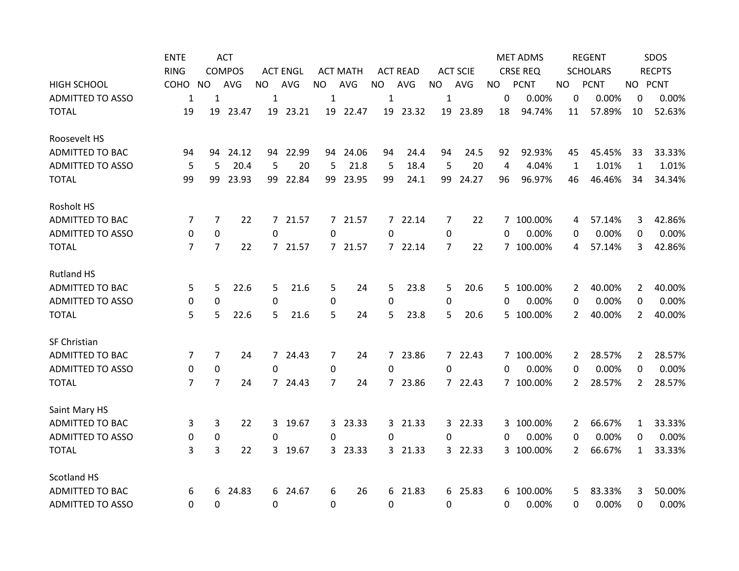| HIGH SCHOOL | ENTERING COHO | ACT COMPOS NO | ACT COMPOS AVG | ACT ENGL NO | ACT ENGL AVG | ACT MATH NO | ACT MATH AVG | ACT READ NO | ACT READ AVG | ACT SCIE NO | ACT SCIE AVG | MET ADMS CRSE REQ NO | MET ADMS CRSE REQ PCNT | REGENT SCHOLARS NO | REGENT SCHOLARS PCNT | SDOS RECPTS NO | SDOS RECPTS PCNT |
|---|---|---|---|---|---|---|---|---|---|---|---|---|---|---|---|---|---|
| ADMITTED TO ASSO | 1 | 1 | | 1 | | 1 | | 1 | | 1 | | 0 | 0.00% | 0 | 0.00% | 0 | 0.00% |
| TOTAL | 19 | 19 | 23.47 | 19 | 23.21 | 19 | 22.47 | 19 | 23.32 | 19 | 23.89 | 18 | 94.74% | 11 | 57.89% | 10 | 52.63% |
| | | | | | | | | | | | | | | | | | |
| Roosevelt HS | | | | | | | | | | | | | | | | | |
| ADMITTED TO BAC | 94 | 94 | 24.12 | 94 | 22.99 | 94 | 24.06 | 94 | 24.4 | 94 | 24.5 | 92 | 92.93% | 45 | 45.45% | 33 | 33.33% |
| ADMITTED TO ASSO | 5 | 5 | 20.4 | 5 | 20 | 5 | 21.8 | 5 | 18.4 | 5 | 20 | 4 | 4.04% | 1 | 1.01% | 1 | 1.01% |
| TOTAL | 99 | 99 | 23.93 | 99 | 22.84 | 99 | 23.95 | 99 | 24.1 | 99 | 24.27 | 96 | 96.97% | 46 | 46.46% | 34 | 34.34% |
| | | | | | | | | | | | | | | | | | |
| Rosholt HS | | | | | | | | | | | | | | | | | |
| ADMITTED TO BAC | 7 | 7 | 22 | 7 | 21.57 | 7 | 21.57 | 7 | 22.14 | 7 | 22 | 7 | 100.00% | 4 | 57.14% | 3 | 42.86% |
| ADMITTED TO ASSO | 0 | 0 | | 0 | | 0 | | 0 | | 0 | | 0 | 0.00% | 0 | 0.00% | 0 | 0.00% |
| TOTAL | 7 | 7 | 22 | 7 | 21.57 | 7 | 21.57 | 7 | 22.14 | 7 | 22 | 7 | 100.00% | 4 | 57.14% | 3 | 42.86% |
| | | | | | | | | | | | | | | | | | |
| Rutland HS | | | | | | | | | | | | | | | | | |
| ADMITTED TO BAC | 5 | 5 | 22.6 | 5 | 21.6 | 5 | 24 | 5 | 23.8 | 5 | 20.6 | 5 | 100.00% | 2 | 40.00% | 2 | 40.00% |
| ADMITTED TO ASSO | 0 | 0 | | 0 | | 0 | | 0 | | 0 | | 0 | 0.00% | 0 | 0.00% | 0 | 0.00% |
| TOTAL | 5 | 5 | 22.6 | 5 | 21.6 | 5 | 24 | 5 | 23.8 | 5 | 20.6 | 5 | 100.00% | 2 | 40.00% | 2 | 40.00% |
| | | | | | | | | | | | | | | | | | |
| SF Christian | | | | | | | | | | | | | | | | | |
| ADMITTED TO BAC | 7 | 7 | 24 | 7 | 24.43 | 7 | 24 | 7 | 23.86 | 7 | 22.43 | 7 | 100.00% | 2 | 28.57% | 2 | 28.57% |
| ADMITTED TO ASSO | 0 | 0 | | 0 | | 0 | | 0 | | 0 | | 0 | 0.00% | 0 | 0.00% | 0 | 0.00% |
| TOTAL | 7 | 7 | 24 | 7 | 24.43 | 7 | 24 | 7 | 23.86 | 7 | 22.43 | 7 | 100.00% | 2 | 28.57% | 2 | 28.57% |
| | | | | | | | | | | | | | | | | | |
| Saint Mary HS | | | | | | | | | | | | | | | | | |
| ADMITTED TO BAC | 3 | 3 | 22 | 3 | 19.67 | 3 | 23.33 | 3 | 21.33 | 3 | 22.33 | 3 | 100.00% | 2 | 66.67% | 1 | 33.33% |
| ADMITTED TO ASSO | 0 | 0 | | 0 | | 0 | | 0 | | 0 | | 0 | 0.00% | 0 | 0.00% | 0 | 0.00% |
| TOTAL | 3 | 3 | 22 | 3 | 19.67 | 3 | 23.33 | 3 | 21.33 | 3 | 22.33 | 3 | 100.00% | 2 | 66.67% | 1 | 33.33% |
| | | | | | | | | | | | | | | | | | |
| Scotland HS | | | | | | | | | | | | | | | | | |
| ADMITTED TO BAC | 6 | 6 | 24.83 | 6 | 24.67 | 6 | 26 | 6 | 21.83 | 6 | 25.83 | 6 | 100.00% | 5 | 83.33% | 3 | 50.00% |
| ADMITTED TO ASSO | 0 | 0 | | 0 | | 0 | | 0 | | 0 | | 0 | 0.00% | 0 | 0.00% | 0 | 0.00% |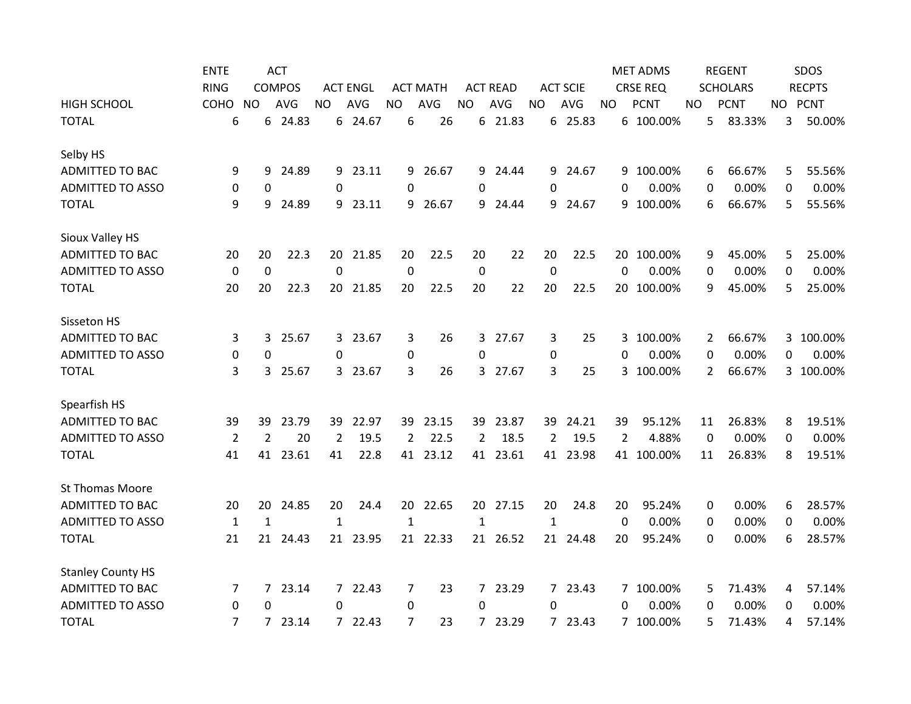| HIGH SCHOOL | ENTERING COHO | ACT COMPOS NO | ACT COMPOS AVG | ACT ENGL NO | ACT ENGL AVG | ACT MATH NO | ACT MATH AVG | ACT READ NO | ACT READ AVG | ACT SCIE NO | ACT SCIE AVG | MET ADMS CRSE REQ NO | MET ADMS CRSE REQ PCNT | REGENT SCHOLARS NO | REGENT SCHOLARS PCNT | SDOS RECPTS NO | SDOS RECPTS PCNT |
|---|---|---|---|---|---|---|---|---|---|---|---|---|---|---|---|---|---|
| TOTAL | 6 | 6 | 24.83 | 6 | 24.67 | 6 | 26 | 6 | 21.83 | 6 | 25.83 | 6 | 100.00% | 5 | 83.33% | 3 | 50.00% |
| | | | | | | | | | | | | | | | | | |
| Selby HS | | | | | | | | | | | | | | | | | |
| ADMITTED TO BAC | 9 | 9 | 24.89 | 9 | 23.11 | 9 | 26.67 | 9 | 24.44 | 9 | 24.67 | 9 | 100.00% | 6 | 66.67% | 5 | 55.56% |
| ADMITTED TO ASSO | 0 | 0 | | 0 | | 0 | | 0 | | 0 | | 0 | 0.00% | 0 | 0.00% | 0 | 0.00% |
| TOTAL | 9 | 9 | 24.89 | 9 | 23.11 | 9 | 26.67 | 9 | 24.44 | 9 | 24.67 | 9 | 100.00% | 6 | 66.67% | 5 | 55.56% |
| | | | | | | | | | | | | | | | | | |
| Sioux Valley HS | | | | | | | | | | | | | | | | | |
| ADMITTED TO BAC | 20 | 20 | 22.3 | 20 | 21.85 | 20 | 22.5 | 20 | 22 | 20 | 22.5 | 20 | 100.00% | 9 | 45.00% | 5 | 25.00% |
| ADMITTED TO ASSO | 0 | 0 | | 0 | | 0 | | 0 | | 0 | | 0 | 0.00% | 0 | 0.00% | 0 | 0.00% |
| TOTAL | 20 | 20 | 22.3 | 20 | 21.85 | 20 | 22.5 | 20 | 22 | 20 | 22.5 | 20 | 100.00% | 9 | 45.00% | 5 | 25.00% |
| | | | | | | | | | | | | | | | | | |
| Sisseton HS | | | | | | | | | | | | | | | | | |
| ADMITTED TO BAC | 3 | 3 | 25.67 | 3 | 23.67 | 3 | 26 | 3 | 27.67 | 3 | 25 | 3 | 100.00% | 2 | 66.67% | 3 | 100.00% |
| ADMITTED TO ASSO | 0 | 0 | | 0 | | 0 | | 0 | | 0 | | 0 | 0.00% | 0 | 0.00% | 0 | 0.00% |
| TOTAL | 3 | 3 | 25.67 | 3 | 23.67 | 3 | 26 | 3 | 27.67 | 3 | 25 | 3 | 100.00% | 2 | 66.67% | 3 | 100.00% |
| | | | | | | | | | | | | | | | | | |
| Spearfish HS | | | | | | | | | | | | | | | | | |
| ADMITTED TO BAC | 39 | 39 | 23.79 | 39 | 22.97 | 39 | 23.15 | 39 | 23.87 | 39 | 24.21 | 39 | 95.12% | 11 | 26.83% | 8 | 19.51% |
| ADMITTED TO ASSO | 2 | 2 | 20 | 2 | 19.5 | 2 | 22.5 | 2 | 18.5 | 2 | 19.5 | 2 | 4.88% | 0 | 0.00% | 0 | 0.00% |
| TOTAL | 41 | 41 | 23.61 | 41 | 22.8 | 41 | 23.12 | 41 | 23.61 | 41 | 23.98 | 41 | 100.00% | 11 | 26.83% | 8 | 19.51% |
| | | | | | | | | | | | | | | | | | |
| St Thomas Moore | | | | | | | | | | | | | | | | | |
| ADMITTED TO BAC | 20 | 20 | 24.85 | 20 | 24.4 | 20 | 22.65 | 20 | 27.15 | 20 | 24.8 | 20 | 95.24% | 0 | 0.00% | 6 | 28.57% |
| ADMITTED TO ASSO | 1 | 1 | | 1 | | 1 | | 1 | | 1 | | 0 | 0.00% | 0 | 0.00% | 0 | 0.00% |
| TOTAL | 21 | 21 | 24.43 | 21 | 23.95 | 21 | 22.33 | 21 | 26.52 | 21 | 24.48 | 20 | 95.24% | 0 | 0.00% | 6 | 28.57% |
| | | | | | | | | | | | | | | | | | |
| Stanley County HS | | | | | | | | | | | | | | | | | |
| ADMITTED TO BAC | 7 | 7 | 23.14 | 7 | 22.43 | 7 | 23 | 7 | 23.29 | 7 | 23.43 | 7 | 100.00% | 5 | 71.43% | 4 | 57.14% |
| ADMITTED TO ASSO | 0 | 0 | | 0 | | 0 | | 0 | | 0 | | 0 | 0.00% | 0 | 0.00% | 0 | 0.00% |
| TOTAL | 7 | 7 | 23.14 | 7 | 22.43 | 7 | 23 | 7 | 23.29 | 7 | 23.43 | 7 | 100.00% | 5 | 71.43% | 4 | 57.14% |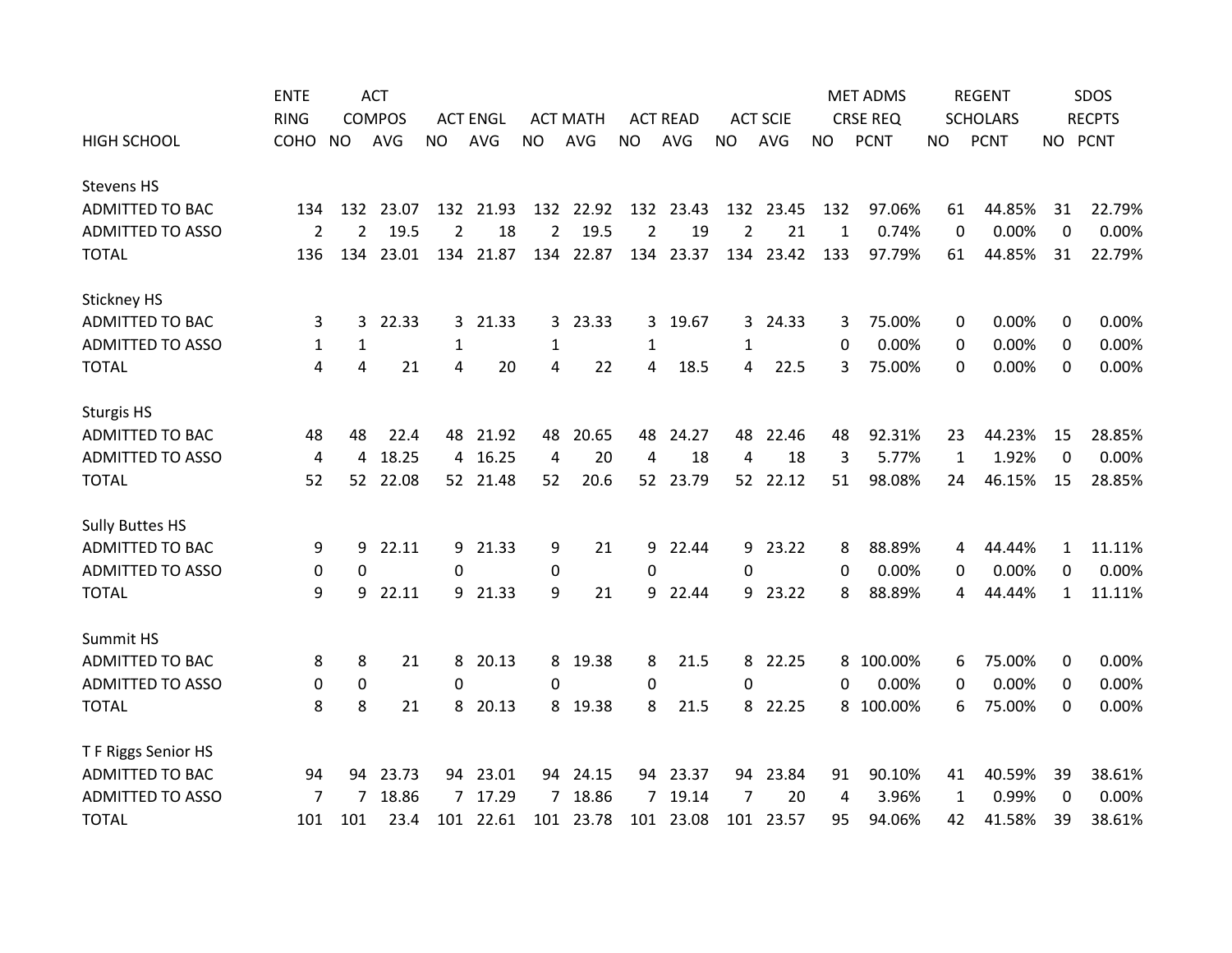| HIGH SCHOOL | ENTERING COHO | ACT COMPOS NO | ACT COMPOS AVG | ACT ENGL NO | ACT ENGL AVG | ACT MATH NO | ACT MATH AVG | ACT READ NO | ACT READ AVG | ACT SCIE NO | ACT SCIE AVG | MET ADMS CRSE REQ NO | MET ADMS CRSE REQ PCNT | REGENT SCHOLARS NO | REGENT SCHOLARS PCNT | SDOS RECPTS NO | SDOS RECPTS PCNT |
|---|---|---|---|---|---|---|---|---|---|---|---|---|---|---|---|---|---|
| Stevens HS | | | | | | | | | | | | | | | | | |
| ADMITTED TO BAC | 134 | 132 | 23.07 | 132 | 21.93 | 132 | 22.92 | 132 | 23.43 | 132 | 23.45 | 132 | 97.06% | 61 | 44.85% | 31 | 22.79% |
| ADMITTED TO ASSO | 2 | 2 | 19.5 | 2 | 18 | 2 | 19.5 | 2 | 19 | 2 | 21 | 1 | 0.74% | 0 | 0.00% | 0 | 0.00% |
| TOTAL | 136 | 134 | 23.01 | 134 | 21.87 | 134 | 22.87 | 134 | 23.37 | 134 | 23.42 | 133 | 97.79% | 61 | 44.85% | 31 | 22.79% |
| Stickney HS | | | | | | | | | | | | | | | | | |
| ADMITTED TO BAC | 3 | 3 | 22.33 | 3 | 21.33 | 3 | 23.33 | 3 | 19.67 | 3 | 24.33 | 3 | 75.00% | 0 | 0.00% | 0 | 0.00% |
| ADMITTED TO ASSO | 1 | 1 | | 1 | | 1 | | 1 | | 1 | | 0 | 0.00% | 0 | 0.00% | 0 | 0.00% |
| TOTAL | 4 | 4 | 21 | 4 | 20 | 4 | 22 | 4 | 18.5 | 4 | 22.5 | 3 | 75.00% | 0 | 0.00% | 0 | 0.00% |
| Sturgis HS | | | | | | | | | | | | | | | | | |
| ADMITTED TO BAC | 48 | 48 | 22.4 | 48 | 21.92 | 48 | 20.65 | 48 | 24.27 | 48 | 22.46 | 48 | 92.31% | 23 | 44.23% | 15 | 28.85% |
| ADMITTED TO ASSO | 4 | 4 | 18.25 | 4 | 16.25 | 4 | 20 | 4 | 18 | 4 | 18 | 3 | 5.77% | 1 | 1.92% | 0 | 0.00% |
| TOTAL | 52 | 52 | 22.08 | 52 | 21.48 | 52 | 20.6 | 52 | 23.79 | 52 | 22.12 | 51 | 98.08% | 24 | 46.15% | 15 | 28.85% |
| Sully Buttes HS | | | | | | | | | | | | | | | | | |
| ADMITTED TO BAC | 9 | 9 | 22.11 | 9 | 21.33 | 9 | 21 | 9 | 22.44 | 9 | 23.22 | 8 | 88.89% | 4 | 44.44% | 1 | 11.11% |
| ADMITTED TO ASSO | 0 | 0 | | 0 | | 0 | | 0 | | 0 | | 0 | 0.00% | 0 | 0.00% | 0 | 0.00% |
| TOTAL | 9 | 9 | 22.11 | 9 | 21.33 | 9 | 21 | 9 | 22.44 | 9 | 23.22 | 8 | 88.89% | 4 | 44.44% | 1 | 11.11% |
| Summit HS | | | | | | | | | | | | | | | | | |
| ADMITTED TO BAC | 8 | 8 | 21 | 8 | 20.13 | 8 | 19.38 | 8 | 21.5 | 8 | 22.25 | 8 | 100.00% | 6 | 75.00% | 0 | 0.00% |
| ADMITTED TO ASSO | 0 | 0 | | 0 | | 0 | | 0 | | 0 | | 0 | 0.00% | 0 | 0.00% | 0 | 0.00% |
| TOTAL | 8 | 8 | 21 | 8 | 20.13 | 8 | 19.38 | 8 | 21.5 | 8 | 22.25 | 8 | 100.00% | 6 | 75.00% | 0 | 0.00% |
| T F Riggs Senior HS | | | | | | | | | | | | | | | | | |
| ADMITTED TO BAC | 94 | 94 | 23.73 | 94 | 23.01 | 94 | 24.15 | 94 | 23.37 | 94 | 23.84 | 91 | 90.10% | 41 | 40.59% | 39 | 38.61% |
| ADMITTED TO ASSO | 7 | 7 | 18.86 | 7 | 17.29 | 7 | 18.86 | 7 | 19.14 | 7 | 20 | 4 | 3.96% | 1 | 0.99% | 0 | 0.00% |
| TOTAL | 101 | 101 | 23.4 | 101 | 22.61 | 101 | 23.78 | 101 | 23.08 | 101 | 23.57 | 95 | 94.06% | 42 | 41.58% | 39 | 38.61% |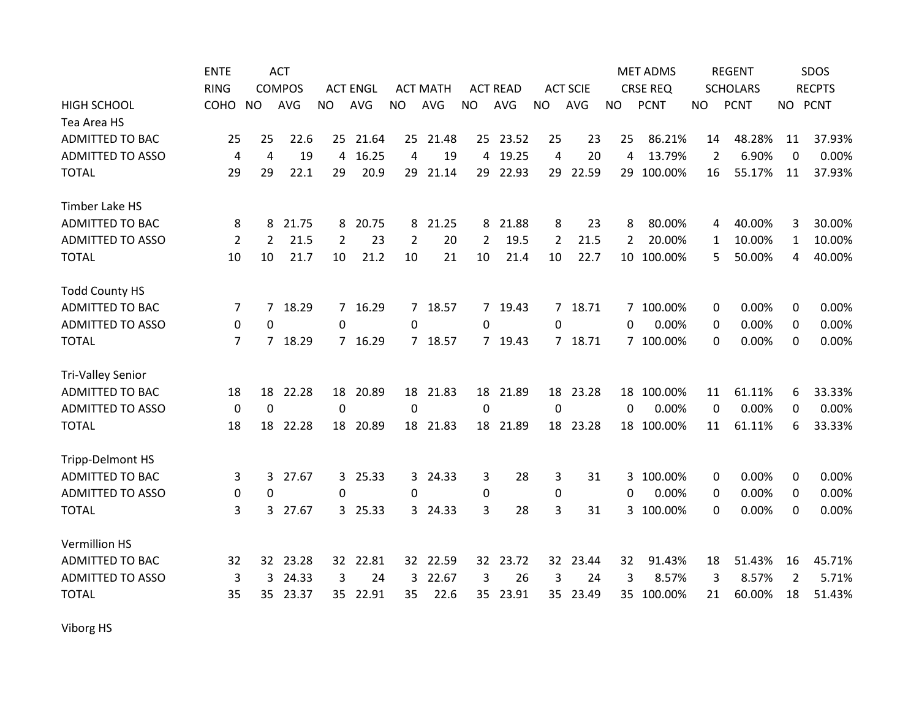| HIGH SCHOOL | ENTERING COHO | ACT COMPOS NO | ACT COMPOS AVG | ACT ENGL NO | ACT ENGL AVG | ACT MATH NO | ACT MATH AVG | ACT READ NO | ACT READ AVG | ACT SCIE NO | ACT SCIE AVG | MET ADMS CRSE REQ NO | MET ADMS CRSE REQ PCNT | REGENT SCHOLARS NO | REGENT SCHOLARS PCNT | SDOS RECPTS NO | SDOS RECPTS PCNT |
|---|---|---|---|---|---|---|---|---|---|---|---|---|---|---|---|---|---|
| Tea Area HS | | | | | | | | | | | | | | | | | |
| ADMITTED TO BAC | 25 | 25 | 22.6 | 25 | 21.64 | 25 | 21.48 | 25 | 23.52 | 25 | 23 | 25 | 86.21% | 14 | 48.28% | 11 | 37.93% |
| ADMITTED TO ASSO | 4 | 4 | 19 | 4 | 16.25 | 4 | 19 | 4 | 19.25 | 4 | 20 | 4 | 13.79% | 2 | 6.90% | 0 | 0.00% |
| TOTAL | 29 | 29 | 22.1 | 29 | 20.9 | 29 | 21.14 | 29 | 22.93 | 29 | 22.59 | 29 | 100.00% | 16 | 55.17% | 11 | 37.93% |
| Timber Lake HS | | | | | | | | | | | | | | | | | |
| ADMITTED TO BAC | 8 | 8 | 21.75 | 8 | 20.75 | 8 | 21.25 | 8 | 21.88 | 8 | 23 | 8 | 80.00% | 4 | 40.00% | 3 | 30.00% |
| ADMITTED TO ASSO | 2 | 2 | 21.5 | 2 | 23 | 2 | 20 | 2 | 19.5 | 2 | 21.5 | 2 | 20.00% | 1 | 10.00% | 1 | 10.00% |
| TOTAL | 10 | 10 | 21.7 | 10 | 21.2 | 10 | 21 | 10 | 21.4 | 10 | 22.7 | 10 | 100.00% | 5 | 50.00% | 4 | 40.00% |
| Todd County HS | | | | | | | | | | | | | | | | | |
| ADMITTED TO BAC | 7 | 7 | 18.29 | 7 | 16.29 | 7 | 18.57 | 7 | 19.43 | 7 | 18.71 | 7 | 100.00% | 0 | 0.00% | 0 | 0.00% |
| ADMITTED TO ASSO | 0 | 0 | | 0 | | 0 | | 0 | | 0 | | 0 | 0.00% | 0 | 0.00% | 0 | 0.00% |
| TOTAL | 7 | 7 | 18.29 | 7 | 16.29 | 7 | 18.57 | 7 | 19.43 | 7 | 18.71 | 7 | 100.00% | 0 | 0.00% | 0 | 0.00% |
| Tri-Valley Senior | | | | | | | | | | | | | | | | | |
| ADMITTED TO BAC | 18 | 18 | 22.28 | 18 | 20.89 | 18 | 21.83 | 18 | 21.89 | 18 | 23.28 | 18 | 100.00% | 11 | 61.11% | 6 | 33.33% |
| ADMITTED TO ASSO | 0 | 0 | | 0 | | 0 | | 0 | | 0 | | 0 | 0.00% | 0 | 0.00% | 0 | 0.00% |
| TOTAL | 18 | 18 | 22.28 | 18 | 20.89 | 18 | 21.83 | 18 | 21.89 | 18 | 23.28 | 18 | 100.00% | 11 | 61.11% | 6 | 33.33% |
| Tripp-Delmont HS | | | | | | | | | | | | | | | | | |
| ADMITTED TO BAC | 3 | 3 | 27.67 | 3 | 25.33 | 3 | 24.33 | 3 | 28 | 3 | 31 | 3 | 100.00% | 0 | 0.00% | 0 | 0.00% |
| ADMITTED TO ASSO | 0 | 0 | | 0 | | 0 | | 0 | | 0 | | 0 | 0.00% | 0 | 0.00% | 0 | 0.00% |
| TOTAL | 3 | 3 | 27.67 | 3 | 25.33 | 3 | 24.33 | 3 | 28 | 3 | 31 | 3 | 100.00% | 0 | 0.00% | 0 | 0.00% |
| Vermillion HS | | | | | | | | | | | | | | | | | |
| ADMITTED TO BAC | 32 | 32 | 23.28 | 32 | 22.81 | 32 | 22.59 | 32 | 23.72 | 32 | 23.44 | 32 | 91.43% | 18 | 51.43% | 16 | 45.71% |
| ADMITTED TO ASSO | 3 | 3 | 24.33 | 3 | 24 | 3 | 22.67 | 3 | 26 | 3 | 24 | 3 | 8.57% | 3 | 8.57% | 2 | 5.71% |
| TOTAL | 35 | 35 | 23.37 | 35 | 22.91 | 35 | 22.6 | 35 | 23.91 | 35 | 23.49 | 35 | 100.00% | 21 | 60.00% | 18 | 51.43% |
| Viborg HS | | | | | | | | | | | | | | | | | |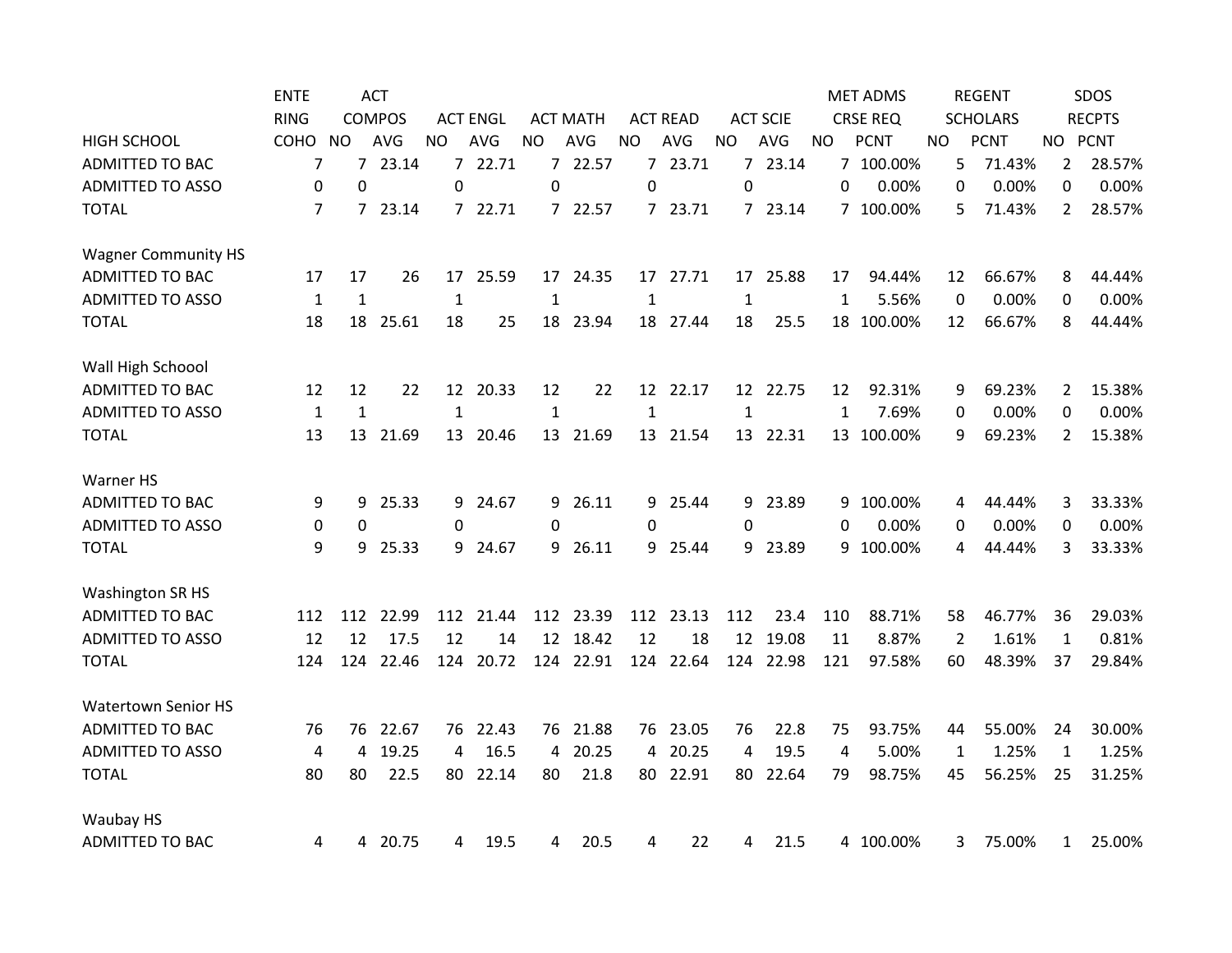| HIGH SCHOOL | ENTERING COHO | ACT COMPOS NO | ACT COMPOS AVG | ACT ENGL NO | ACT ENGL AVG | ACT MATH NO | ACT MATH AVG | ACT READ NO | ACT READ AVG | ACT SCIE NO | ACT SCIE AVG | MET ADMS CRSE REQ NO | MET ADMS CRSE REQ PCNT | REGENT SCHOLARS NO | REGENT SCHOLARS PCNT | SDOS RECPTS NO | SDOS RECPTS PCNT |
|---|---|---|---|---|---|---|---|---|---|---|---|---|---|---|---|---|---|
| ADMITTED TO BAC | 7 | 7 | 23.14 | 7 | 22.71 | 7 | 22.57 | 7 | 23.71 | 7 | 23.14 | 7 | 100.00% | 5 | 71.43% | 2 | 28.57% |
| ADMITTED TO ASSO | 0 | 0 | | 0 | | 0 | | 0 | | 0 | | 0 | 0.00% | 0 | 0.00% | 0 | 0.00% |
| TOTAL | 7 | 7 | 23.14 | 7 | 22.71 | 7 | 22.57 | 7 | 23.71 | 7 | 23.14 | 7 | 100.00% | 5 | 71.43% | 2 | 28.57% |
| | | | | | | | | | | | | | | | | | |
| Wagner Community HS | | | | | | | | | | | | | | | | | |
| ADMITTED TO BAC | 17 | 17 | 26 | 17 | 25.59 | 17 | 24.35 | 17 | 27.71 | 17 | 25.88 | 17 | 94.44% | 12 | 66.67% | 8 | 44.44% |
| ADMITTED TO ASSO | 1 | 1 | | 1 | | 1 | | 1 | | 1 | | 1 | 5.56% | 0 | 0.00% | 0 | 0.00% |
| TOTAL | 18 | 18 | 25.61 | 18 | 25 | 18 | 23.94 | 18 | 27.44 | 18 | 25.5 | 18 | 100.00% | 12 | 66.67% | 8 | 44.44% |
| | | | | | | | | | | | | | | | | | |
| Wall High Schoool | | | | | | | | | | | | | | | | | |
| ADMITTED TO BAC | 12 | 12 | 22 | 12 | 20.33 | 12 | 22 | 12 | 22.17 | 12 | 22.75 | 12 | 92.31% | 9 | 69.23% | 2 | 15.38% |
| ADMITTED TO ASSO | 1 | 1 | | 1 | | 1 | | 1 | | 1 | | 1 | 7.69% | 0 | 0.00% | 0 | 0.00% |
| TOTAL | 13 | 13 | 21.69 | 13 | 20.46 | 13 | 21.69 | 13 | 21.54 | 13 | 22.31 | 13 | 100.00% | 9 | 69.23% | 2 | 15.38% |
| | | | | | | | | | | | | | | | | | |
| Warner HS | | | | | | | | | | | | | | | | | |
| ADMITTED TO BAC | 9 | 9 | 25.33 | 9 | 24.67 | 9 | 26.11 | 9 | 25.44 | 9 | 23.89 | 9 | 100.00% | 4 | 44.44% | 3 | 33.33% |
| ADMITTED TO ASSO | 0 | 0 | | 0 | | 0 | | 0 | | 0 | | 0 | 0.00% | 0 | 0.00% | 0 | 0.00% |
| TOTAL | 9 | 9 | 25.33 | 9 | 24.67 | 9 | 26.11 | 9 | 25.44 | 9 | 23.89 | 9 | 100.00% | 4 | 44.44% | 3 | 33.33% |
| | | | | | | | | | | | | | | | | | |
| Washington SR HS | | | | | | | | | | | | | | | | | |
| ADMITTED TO BAC | 112 | 112 | 22.99 | 112 | 21.44 | 112 | 23.39 | 112 | 23.13 | 112 | 23.4 | 110 | 88.71% | 58 | 46.77% | 36 | 29.03% |
| ADMITTED TO ASSO | 12 | 12 | 17.5 | 12 | 14 | 12 | 18.42 | 12 | 18 | 12 | 19.08 | 11 | 8.87% | 2 | 1.61% | 1 | 0.81% |
| TOTAL | 124 | 124 | 22.46 | 124 | 20.72 | 124 | 22.91 | 124 | 22.64 | 124 | 22.98 | 121 | 97.58% | 60 | 48.39% | 37 | 29.84% |
| | | | | | | | | | | | | | | | | | |
| Watertown Senior HS | | | | | | | | | | | | | | | | | |
| ADMITTED TO BAC | 76 | 76 | 22.67 | 76 | 22.43 | 76 | 21.88 | 76 | 23.05 | 76 | 22.8 | 75 | 93.75% | 44 | 55.00% | 24 | 30.00% |
| ADMITTED TO ASSO | 4 | 4 | 19.25 | 4 | 16.5 | 4 | 20.25 | 4 | 20.25 | 4 | 19.5 | 4 | 5.00% | 1 | 1.25% | 1 | 1.25% |
| TOTAL | 80 | 80 | 22.5 | 80 | 22.14 | 80 | 21.8 | 80 | 22.91 | 80 | 22.64 | 79 | 98.75% | 45 | 56.25% | 25 | 31.25% |
| | | | | | | | | | | | | | | | | | |
| Waubay HS | | | | | | | | | | | | | | | | | |
| ADMITTED TO BAC | 4 | 4 | 20.75 | 4 | 19.5 | 4 | 20.5 | 4 | 22 | 4 | 21.5 | 4 | 100.00% | 3 | 75.00% | 1 | 25.00% |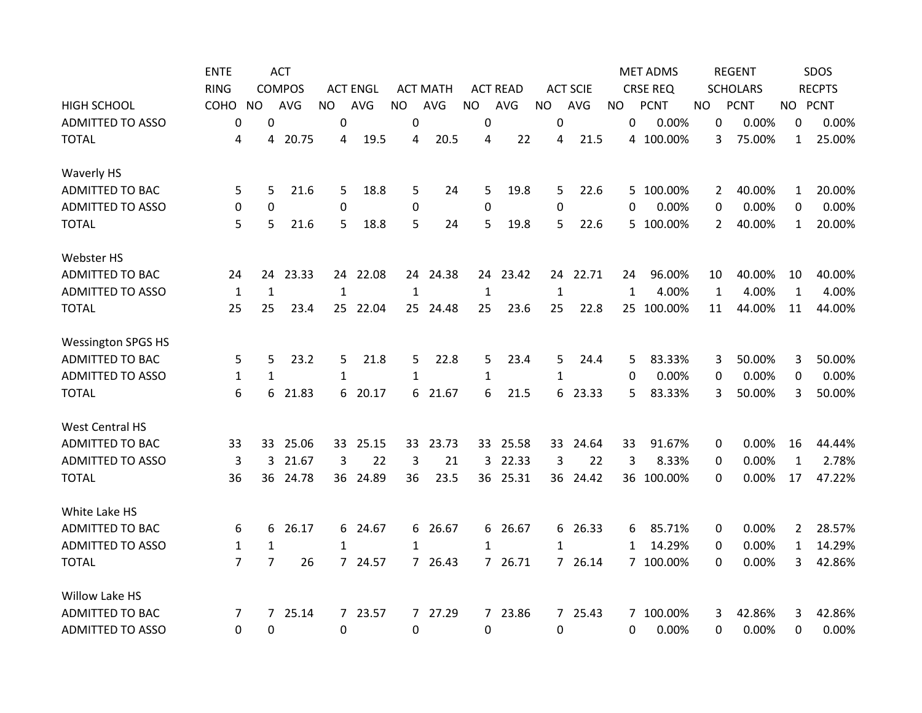| HIGH SCHOOL | ENTERING COHO | ACT COMPOS NO | ACT COMPOS AVG | ACT ENGL NO | ACT ENGL AVG | ACT MATH NO | ACT MATH AVG | ACT READ NO | ACT READ AVG | ACT SCIE NO | ACT SCIE AVG | MET ADMS CRSE REQ NO | MET ADMS CRSE REQ PCNT | REGENT SCHOLARS NO | REGENT SCHOLARS PCNT | SDOS RECPTS NO | SDOS RECPTS PCNT |
|---|---|---|---|---|---|---|---|---|---|---|---|---|---|---|---|---|---|
| ADMITTED TO ASSO | 0 | 0 | | 0 | | 0 | | 0 | | 0 | | 0 | 0.00% | 0 | 0.00% | 0 | 0.00% |
| TOTAL | 4 | 4 | 20.75 | 4 | 19.5 | 4 | 20.5 | 4 | 22 | 4 | 21.5 | 4 | 100.00% | 3 | 75.00% | 1 | 25.00% |
| | | | | | | | | | | | | | | | | | |
| Waverly HS | | | | | | | | | | | | | | | | | |
| ADMITTED TO BAC | 5 | 5 | 21.6 | 5 | 18.8 | 5 | 24 | 5 | 19.8 | 5 | 22.6 | 5 | 100.00% | 2 | 40.00% | 1 | 20.00% |
| ADMITTED TO ASSO | 0 | 0 | | 0 | | 0 | | 0 | | 0 | | 0 | 0.00% | 0 | 0.00% | 0 | 0.00% |
| TOTAL | 5 | 5 | 21.6 | 5 | 18.8 | 5 | 24 | 5 | 19.8 | 5 | 22.6 | 5 | 100.00% | 2 | 40.00% | 1 | 20.00% |
| | | | | | | | | | | | | | | | | | |
| Webster HS | | | | | | | | | | | | | | | | | |
| ADMITTED TO BAC | 24 | 24 | 23.33 | 24 | 22.08 | 24 | 24.38 | 24 | 23.42 | 24 | 22.71 | 24 | 96.00% | 10 | 40.00% | 10 | 40.00% |
| ADMITTED TO ASSO | 1 | 1 | | 1 | | 1 | | 1 | | 1 | | 1 | 4.00% | 1 | 4.00% | 1 | 4.00% |
| TOTAL | 25 | 25 | 23.4 | 25 | 22.04 | 25 | 24.48 | 25 | 23.6 | 25 | 22.8 | 25 | 100.00% | 11 | 44.00% | 11 | 44.00% |
| | | | | | | | | | | | | | | | | | |
| Wessington SPGS HS | | | | | | | | | | | | | | | | | |
| ADMITTED TO BAC | 5 | 5 | 23.2 | 5 | 21.8 | 5 | 22.8 | 5 | 23.4 | 5 | 24.4 | 5 | 83.33% | 3 | 50.00% | 3 | 50.00% |
| ADMITTED TO ASSO | 1 | 1 | | 1 | | 1 | | 1 | | 1 | | 0 | 0.00% | 0 | 0.00% | 0 | 0.00% |
| TOTAL | 6 | 6 | 21.83 | 6 | 20.17 | 6 | 21.67 | 6 | 21.5 | 6 | 23.33 | 5 | 83.33% | 3 | 50.00% | 3 | 50.00% |
| | | | | | | | | | | | | | | | | | |
| West Central HS | | | | | | | | | | | | | | | | | |
| ADMITTED TO BAC | 33 | 33 | 25.06 | 33 | 25.15 | 33 | 23.73 | 33 | 25.58 | 33 | 24.64 | 33 | 91.67% | 0 | 0.00% | 16 | 44.44% |
| ADMITTED TO ASSO | 3 | 3 | 21.67 | 3 | 22 | 3 | 21 | 3 | 22.33 | 3 | 22 | 3 | 8.33% | 0 | 0.00% | 1 | 2.78% |
| TOTAL | 36 | 36 | 24.78 | 36 | 24.89 | 36 | 23.5 | 36 | 25.31 | 36 | 24.42 | 36 | 100.00% | 0 | 0.00% | 17 | 47.22% |
| | | | | | | | | | | | | | | | | | |
| White Lake HS | | | | | | | | | | | | | | | | | |
| ADMITTED TO BAC | 6 | 6 | 26.17 | 6 | 24.67 | 6 | 26.67 | 6 | 26.67 | 6 | 26.33 | 6 | 85.71% | 0 | 0.00% | 2 | 28.57% |
| ADMITTED TO ASSO | 1 | 1 | | 1 | | 1 | | 1 | | 1 | | 1 | 14.29% | 0 | 0.00% | 1 | 14.29% |
| TOTAL | 7 | 7 | 26 | 7 | 24.57 | 7 | 26.43 | 7 | 26.71 | 7 | 26.14 | 7 | 100.00% | 0 | 0.00% | 3 | 42.86% |
| | | | | | | | | | | | | | | | | | |
| Willow Lake HS | | | | | | | | | | | | | | | | | |
| ADMITTED TO BAC | 7 | 7 | 25.14 | 7 | 23.57 | 7 | 27.29 | 7 | 23.86 | 7 | 25.43 | 7 | 100.00% | 3 | 42.86% | 3 | 42.86% |
| ADMITTED TO ASSO | 0 | 0 | | 0 | | 0 | | 0 | | 0 | | 0 | 0.00% | 0 | 0.00% | 0 | 0.00% |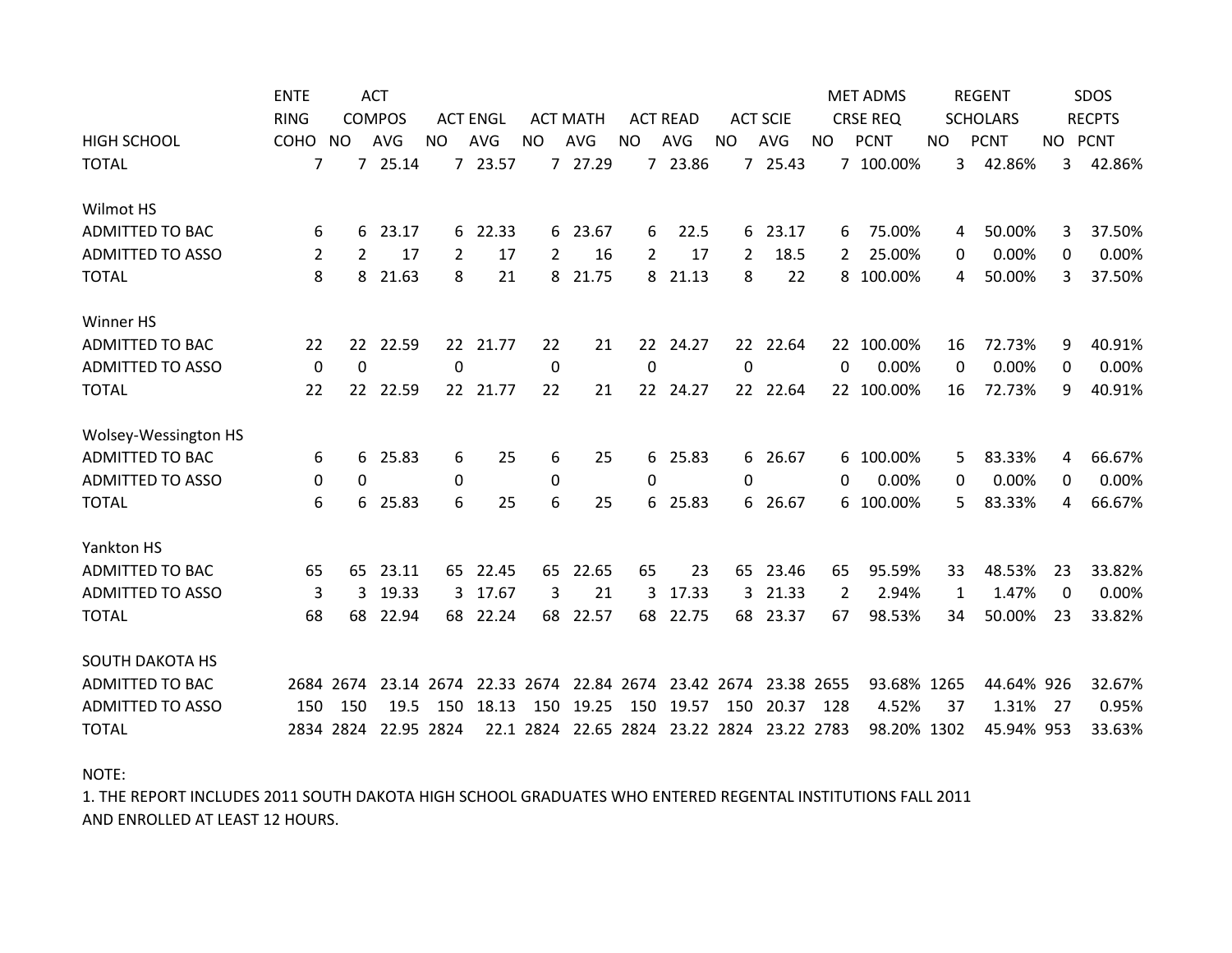| HIGH SCHOOL | ENTERING COHO | ACT COMPOS NO | ACT COMPOS AVG | ACT ENGL NO | ACT ENGL AVG | ACT MATH NO | ACT MATH AVG | ACT READ NO | ACT READ AVG | ACT SCIE NO | ACT SCIE AVG | MET ADMS CRSE REQ NO | MET ADMS CRSE REQ PCNT | REGENT SCHOLARS NO | REGENT SCHOLARS PCNT | SDOS RECPTS NO | SDOS RECPTS PCNT |
|---|---|---|---|---|---|---|---|---|---|---|---|---|---|---|---|---|---|
| TOTAL | 7 | 7 | 25.14 | 7 | 23.57 | 7 | 27.29 | 7 | 23.86 | 7 | 25.43 | 7 | 100.00% | 3 | 42.86% | 3 | 42.86% |
| Wilmot HS | | | | | | | | | | | | | | | | | |
| ADMITTED TO BAC | 6 | 6 | 23.17 | 6 | 22.33 | 6 | 23.67 | 6 | 22.5 | 6 | 23.17 | 6 | 75.00% | 4 | 50.00% | 3 | 37.50% |
| ADMITTED TO ASSO | 2 | 2 | 17 | 2 | 17 | 2 | 16 | 2 | 17 | 2 | 18.5 | 2 | 25.00% | 0 | 0.00% | 0 | 0.00% |
| TOTAL | 8 | 8 | 21.63 | 8 | 21 | 8 | 21.75 | 8 | 21.13 | 8 | 22 | 8 | 100.00% | 4 | 50.00% | 3 | 37.50% |
| Winner HS | | | | | | | | | | | | | | | | | |
| ADMITTED TO BAC | 22 | 22 | 22.59 | 22 | 21.77 | 22 | 21 | 22 | 24.27 | 22 | 22.64 | 22 | 100.00% | 16 | 72.73% | 9 | 40.91% |
| ADMITTED TO ASSO | 0 | 0 | | 0 | | 0 | | 0 | | 0 | | 0 | 0.00% | 0 | 0.00% | 0 | 0.00% |
| TOTAL | 22 | 22 | 22.59 | 22 | 21.77 | 22 | 21 | 22 | 24.27 | 22 | 22.64 | 22 | 100.00% | 16 | 72.73% | 9 | 40.91% |
| Wolsey-Wessington HS | | | | | | | | | | | | | | | | | |
| ADMITTED TO BAC | 6 | 6 | 25.83 | 6 | 25 | 6 | 25 | 6 | 25.83 | 6 | 26.67 | 6 | 100.00% | 5 | 83.33% | 4 | 66.67% |
| ADMITTED TO ASSO | 0 | 0 | | 0 | | 0 | | 0 | | 0 | | 0 | 0.00% | 0 | 0.00% | 0 | 0.00% |
| TOTAL | 6 | 6 | 25.83 | 6 | 25 | 6 | 25 | 6 | 25.83 | 6 | 26.67 | 6 | 100.00% | 5 | 83.33% | 4 | 66.67% |
| Yankton HS | | | | | | | | | | | | | | | | | |
| ADMITTED TO BAC | 65 | 65 | 23.11 | 65 | 22.45 | 65 | 22.65 | 65 | 23 | 65 | 23.46 | 65 | 95.59% | 33 | 48.53% | 23 | 33.82% |
| ADMITTED TO ASSO | 3 | 3 | 19.33 | 3 | 17.67 | 3 | 21 | 3 | 17.33 | 3 | 21.33 | 2 | 2.94% | 1 | 1.47% | 0 | 0.00% |
| TOTAL | 68 | 68 | 22.94 | 68 | 22.24 | 68 | 22.57 | 68 | 22.75 | 68 | 23.37 | 67 | 98.53% | 34 | 50.00% | 23 | 33.82% |
| SOUTH DAKOTA HS | | | | | | | | | | | | | | | | | |
| ADMITTED TO BAC | 2684 | 2674 | 23.14 | 2674 | 22.33 | 2674 | 22.84 | 2674 | 23.42 | 2674 | 23.38 | 2655 | 93.68% | 1265 | 44.64% | 926 | 32.67% |
| ADMITTED TO ASSO | 150 | 150 | 19.5 | 150 | 18.13 | 150 | 19.25 | 150 | 19.57 | 150 | 20.37 | 128 | 4.52% | 37 | 1.31% | 27 | 0.95% |
| TOTAL | 2834 | 2824 | 22.95 | 2824 | 22.1 | 2824 | 22.65 | 2824 | 23.22 | 2824 | 23.22 | 2783 | 98.20% | 1302 | 45.94% | 953 | 33.63% |

NOTE:
1. THE REPORT INCLUDES 2011 SOUTH DAKOTA HIGH SCHOOL GRADUATES WHO ENTERED REGENTAL INSTITUTIONS FALL 2011 AND ENROLLED AT LEAST 12 HOURS.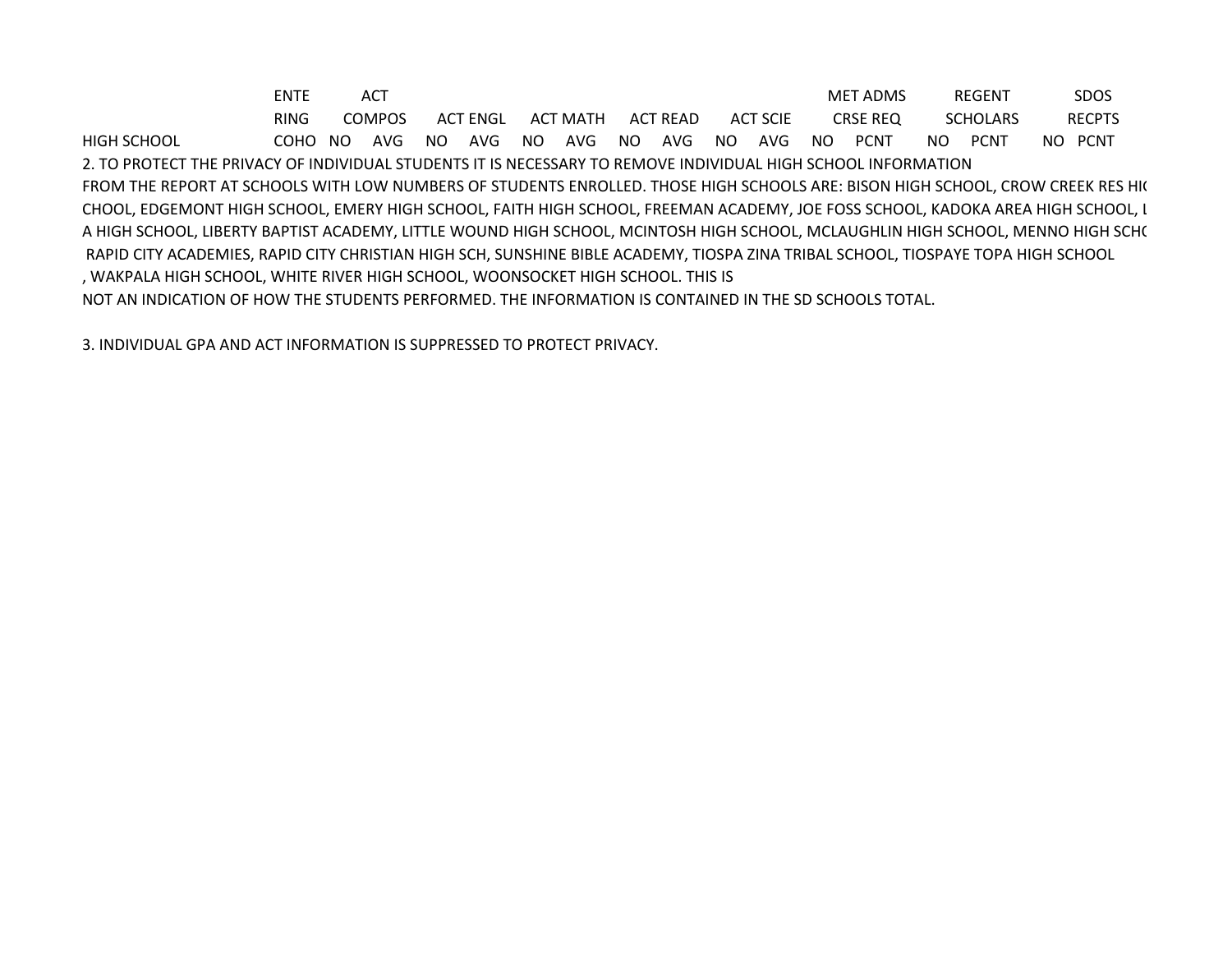| HIGH SCHOOL | ENTERING COHO | ACT COMPOS NO | ACT COMPOS AVG | ACT ENGL NO | ACT ENGL AVG | ACT MATH NO | ACT MATH AVG | ACT READ NO | ACT READ AVG | ACT SCIE NO | ACT SCIE AVG | MET ADMS CRSE REQ NO | MET ADMS CRSE REQ PCNT | REGENT SCHOLARS NO | REGENT SCHOLARS PCNT | SDOS RECPTS NO | SDOS RECPTS PCNT |
|---|---|---|---|---|---|---|---|---|---|---|---|---|---|---|---|---|---|

2. TO PROTECT THE PRIVACY OF INDIVIDUAL STUDENTS IT IS NECESSARY TO REMOVE INDIVIDUAL HIGH SCHOOL INFORMATION FROM THE REPORT AT SCHOOLS WITH LOW NUMBERS OF STUDENTS ENROLLED. THOSE HIGH SCHOOLS ARE: BISON HIGH SCHOOL, CROW CREEK RES HIG CHOOL, EDGEMONT HIGH SCHOOL, EMERY HIGH SCHOOL, FAITH HIGH SCHOOL, FREEMAN ACADEMY, JOE FOSS SCHOOL, KADOKA AREA HIGH SCHOOL, L A HIGH SCHOOL, LIBERTY BAPTIST ACADEMY, LITTLE WOUND HIGH SCHOOL, MCINTOSH HIGH SCHOOL, MCLAUGHLIN HIGH SCHOOL, MENNO HIGH SCHO RAPID CITY ACADEMIES, RAPID CITY CHRISTIAN HIGH SCH, SUNSHINE BIBLE ACADEMY, TIOSPA ZINA TRIBAL SCHOOL, TIOSPAYE TOPA HIGH SCHOOL , WAKPALA HIGH SCHOOL, WHITE RIVER HIGH SCHOOL, WOONSOCKET HIGH SCHOOL. THIS IS NOT AN INDICATION OF HOW THE STUDENTS PERFORMED. THE INFORMATION IS CONTAINED IN THE SD SCHOOLS TOTAL.

3. INDIVIDUAL GPA AND ACT INFORMATION IS SUPPRESSED TO PROTECT PRIVACY.